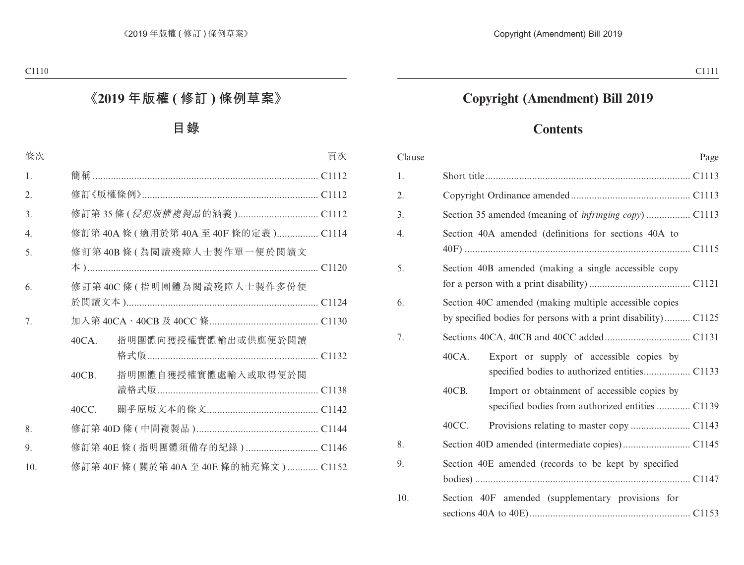# 《2019 年版權 ( 修訂 ) 條例草案》

## 目錄

| 條次 | | 頁次 |
|---|---|---|
| 1. | 簡稱 | C1112 |
| 2. | 修訂《版權條例》 | C1112 |
| 3. | 修訂第 35 條 (*侵犯版權複製品*的涵義 ) | C1112 |
| 4. | 修訂第 40A 條 ( 適用於第 40A 至 40F 條的定義 ) | C1114 |
| 5. | 修訂第 40B 條 ( 為閱讀殘障人士製作單一便於閱讀文本 ) | C1120 |
| 6. | 修訂第 40C 條 ( 指明團體為閱讀殘障人士製作多份便於閱讀文本 ) | C1124 |
| 7. | 加入第 40CA、40CB 及 40CC 條 | C1130 |
| | 40CA. 指明團體向獲授權實體輸出或供應便於閱讀格式版 | C1132 |
| | 40CB. 指明團體自獲授權實體處輸入或取得便於閱讀格式版 | C1138 |
| | 40CC. 關乎原版文本的條文 | C1142 |
| 8. | 修訂第 40D 條 ( 中間複製品 ) | C1144 |
| 9. | 修訂第 40E 條 ( 指明團體須備存的紀錄 ) | C1146 |
| 10. | 修訂第 40F 條 ( 關於第 40A 至 40E 條的補充條文 ) | C1152 |

# Copyright (Amendment) Bill 2019

## Contents

| Clause | | Page |
|---|---|---|
| 1. | Short title | C1113 |
| 2. | Copyright Ordinance amended | C1113 |
| 3. | Section 35 amended (meaning of *infringing copy*) | C1113 |
| 4. | Section 40A amended (definitions for sections 40A to 40F) | C1115 |
| 5. | Section 40B amended (making a single accessible copy for a person with a print disability) | C1121 |
| 6. | Section 40C amended (making multiple accessible copies by specified bodies for persons with a print disability) | C1125 |
| 7. | Sections 40CA, 40CB and 40CC added | C1131 |
| | 40CA. Export or supply of accessible copies by specified bodies to authorized entities | C1133 |
| | 40CB. Import or obtainment of accessible copies by specified bodies from authorized entities | C1139 |
| | 40CC. Provisions relating to master copy | C1143 |
| 8. | Section 40D amended (intermediate copies) | C1145 |
| 9. | Section 40E amended (records to be kept by specified bodies) | C1147 |
| 10. | Section 40F amended (supplementary provisions for sections 40A to 40E) | C1153 |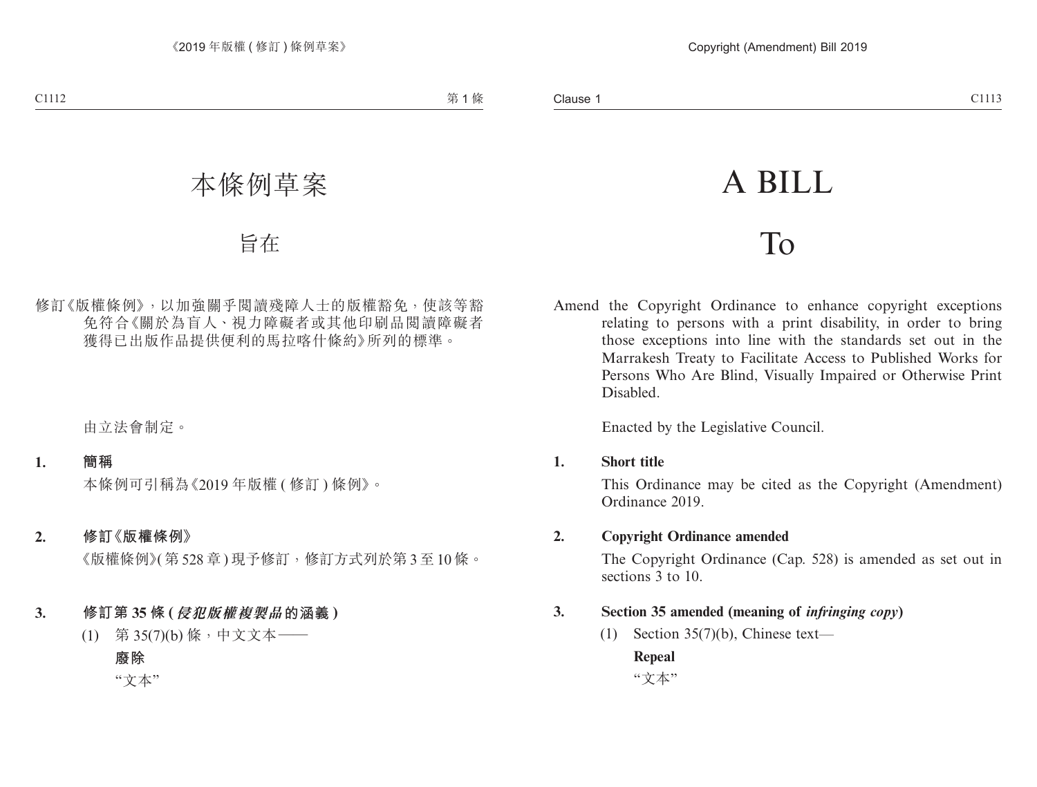# 本條例草案

# 旨在

修訂《版權條例》，以加強關乎閱讀殘障人士的版權豁免，使該等豁免符合《關於為盲人、視力障礙者或其他印刷品閱讀障礙者獲得已出版作品提供便利的馬拉喀什條約》所列的標準。

由立法會制定。

**1. 簡稱**

本條例可引稱為《2019 年版權 ( 修訂 ) 條例》。

**2. 修訂《版權條例》**

《版權條例》( 第 528 章 ) 現予修訂，修訂方式列於第 3 至 10 條。

**3. 修訂第 35 條 (*侵犯版權複製品*的涵義 )**

(1) 第 35(7)(b) 條，中文文本——

**廢除**

"文本"

# A BILL

# To

Amend the Copyright Ordinance to enhance copyright exceptions relating to persons with a print disability, in order to bring those exceptions into line with the standards set out in the Marrakesh Treaty to Facilitate Access to Published Works for Persons Who Are Blind, Visually Impaired or Otherwise Print Disabled.

Enacted by the Legislative Council.

**1. Short title**

This Ordinance may be cited as the Copyright (Amendment) Ordinance 2019.

**2. Copyright Ordinance amended**

The Copyright Ordinance (Cap. 528) is amended as set out in sections 3 to 10.

**3. Section 35 amended (meaning of *infringing copy*)**

(1) Section 35(7)(b), Chinese text—

**Repeal**

"文本"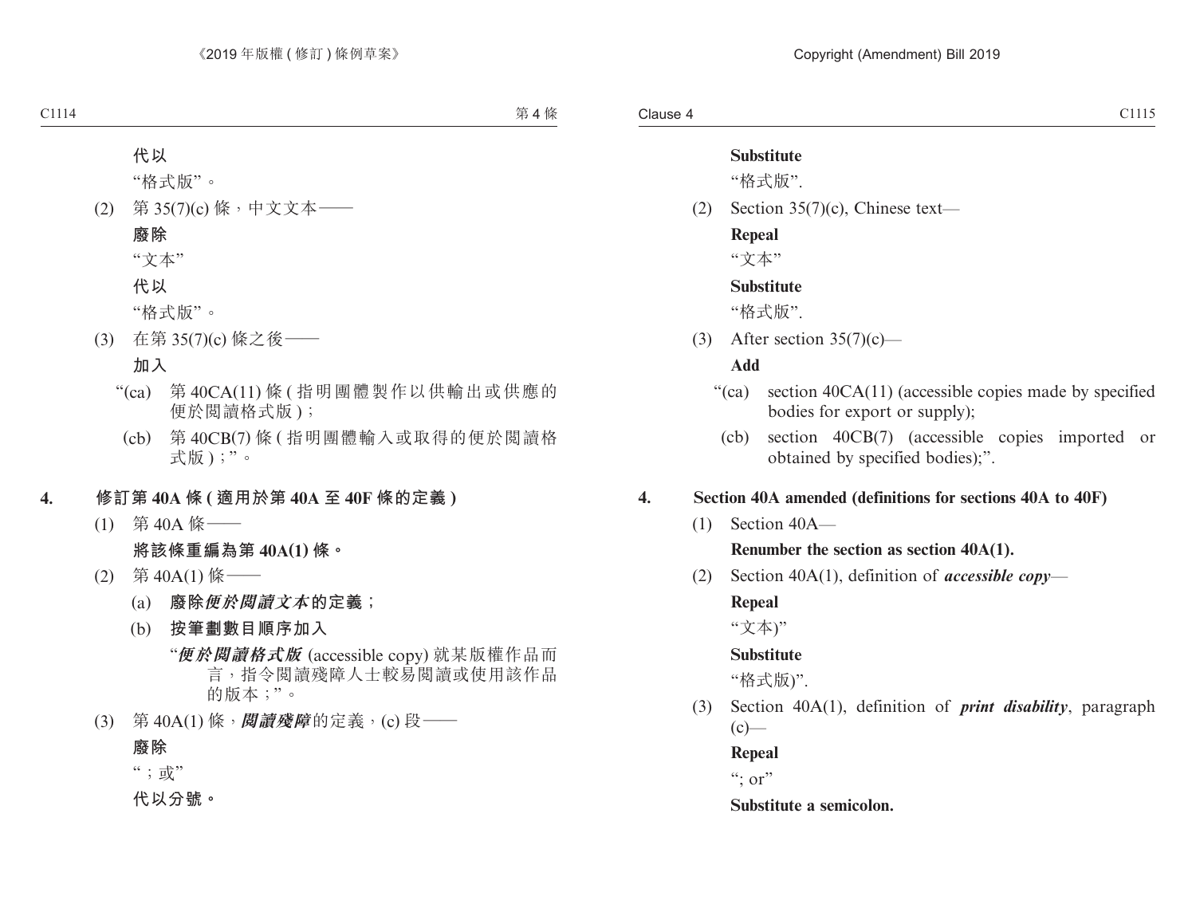代以

"格式版"。

(2) 第 35(7)(c) 條，中文文本——

**廢除**

"文本"

**代以**

"格式版"。

(3) 在第 35(7)(c) 條之後——

**加入**

"(ca) 第 40CA(11) 條 (指明團體製作以供輸出或供應的便於閱讀格式版)；

(cb) 第 40CB(7) 條 (指明團體輸入或取得的便於閱讀格式版)；"。

**4. 修訂第 40A 條 (適用於第 40A 至 40F 條的定義)**

(1) 第 40A 條——

**將該條重編為第 40A(1) 條。**

(2) 第 40A(1) 條——

(a) **廢除*便於閱讀文本*的定義；**

(b) **按筆劃數目順序加入**

"***便於閱讀格式版*** (accessible copy) 就某版權作品而言，指令閱讀殘障人士較易閱讀或使用該作品的版本；"。

(3) 第 40A(1) 條，***閱讀殘障***的定義，(c) 段——

**廢除**

"；或"

**代以分號。**

**Substitute**

"格式版".

(2) Section 35(7)(c), Chinese text—

**Repeal**

"文本"

**Substitute**

"格式版".

(3) After section 35(7)(c)—

**Add**

"(ca) section 40CA(11) (accessible copies made by specified bodies for export or supply);

(cb) section 40CB(7) (accessible copies imported or obtained by specified bodies);".

**4. Section 40A amended (definitions for sections 40A to 40F)**

(1) Section 40A—

**Renumber the section as section 40A(1).**

(2) Section 40A(1), definition of ***accessible copy***—

**Repeal**

"文本)"

**Substitute**

"格式版)".

(3) Section 40A(1), definition of ***print disability***, paragraph (c)—

**Repeal**

"; or"

**Substitute a semicolon.**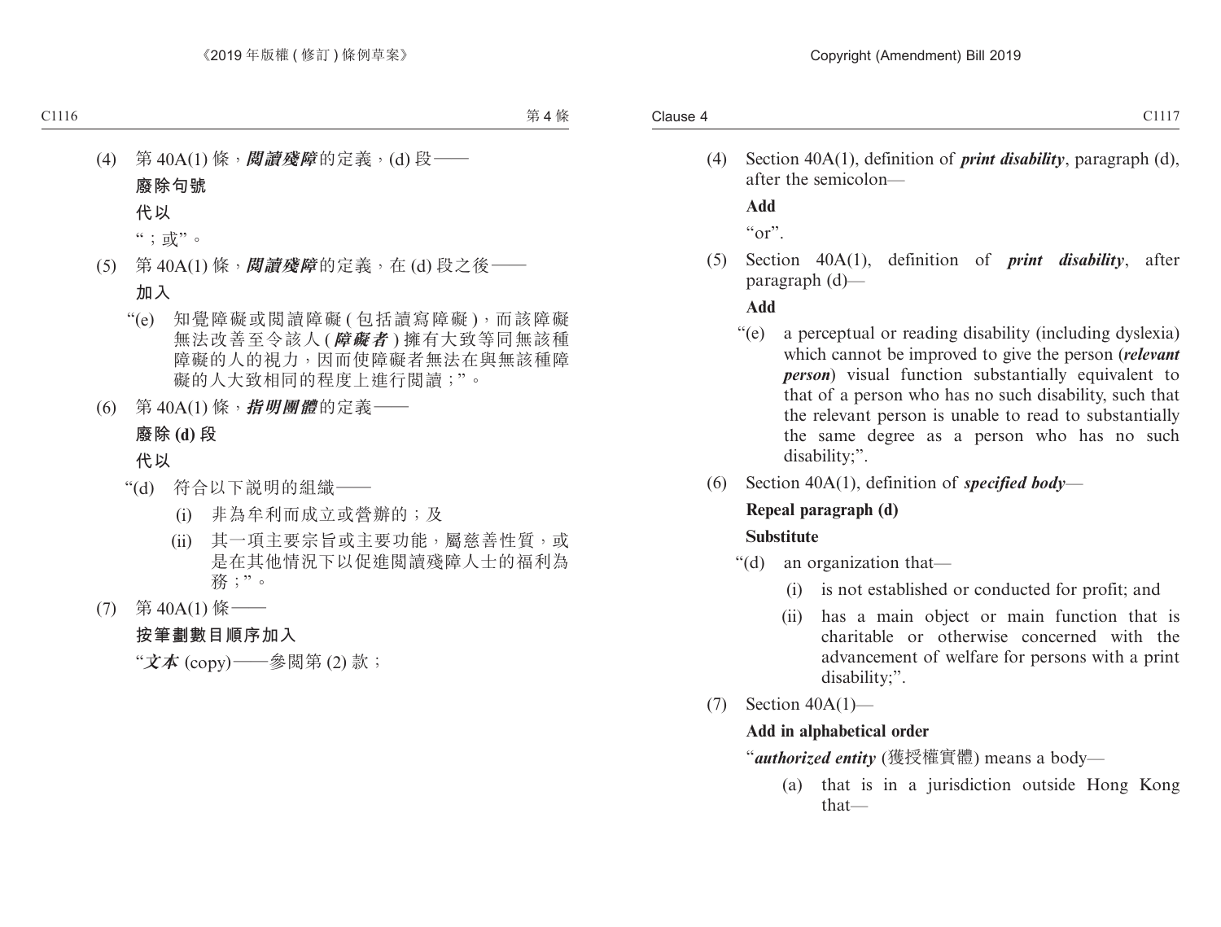(4) 第 40A(1) 條，***閱讀殘障***的定義，(d) 段——

**廢除句號**

**代以**

“；或”。

(5) 第 40A(1) 條，***閱讀殘障***的定義，在 (d) 段之後——

**加入**

“(e) 知覺障礙或閱讀障礙 (包括讀寫障礙)，而該障礙無法改善至令該人 (***障礙者***) 擁有大致等同無該種障礙的人的視力，因而使障礙者無法在與無該種障礙的人大致相同的程度上進行閱讀；”。

(6) 第 40A(1) 條，***指明團體***的定義——

**廢除 (d) 段**

**代以**

“(d) 符合以下說明的組織——

(i) 非為牟利而成立或營辦的；及

(ii) 其一項主要宗旨或主要功能，屬慈善性質，或是在其他情況下以促進閱讀殘障人士的福利為務；”。

(7) 第 40A(1) 條——

**按筆劃數目順序加入**

“***文本*** (copy)——參閱第 (2) 款；

(4) Section 40A(1), definition of ***print disability***, paragraph (d), after the semicolon—

**Add**

“or”.

(5) Section 40A(1), definition of ***print disability***, after paragraph (d)—

**Add**

“(e) a perceptual or reading disability (including dyslexia) which cannot be improved to give the person (***relevant person***) visual function substantially equivalent to that of a person who has no such disability, such that the relevant person is unable to read to substantially the same degree as a person who has no such disability;”.

(6) Section 40A(1), definition of ***specified body***—

**Repeal paragraph (d)**

**Substitute**

“(d) an organization that—

(i) is not established or conducted for profit; and

(ii) has a main object or main function that is charitable or otherwise concerned with the advancement of welfare for persons with a print disability;”.

(7) Section 40A(1)—

**Add in alphabetical order**

“***authorized entity*** (獲授權實體) means a body—

(a) that is in a jurisdiction outside Hong Kong that—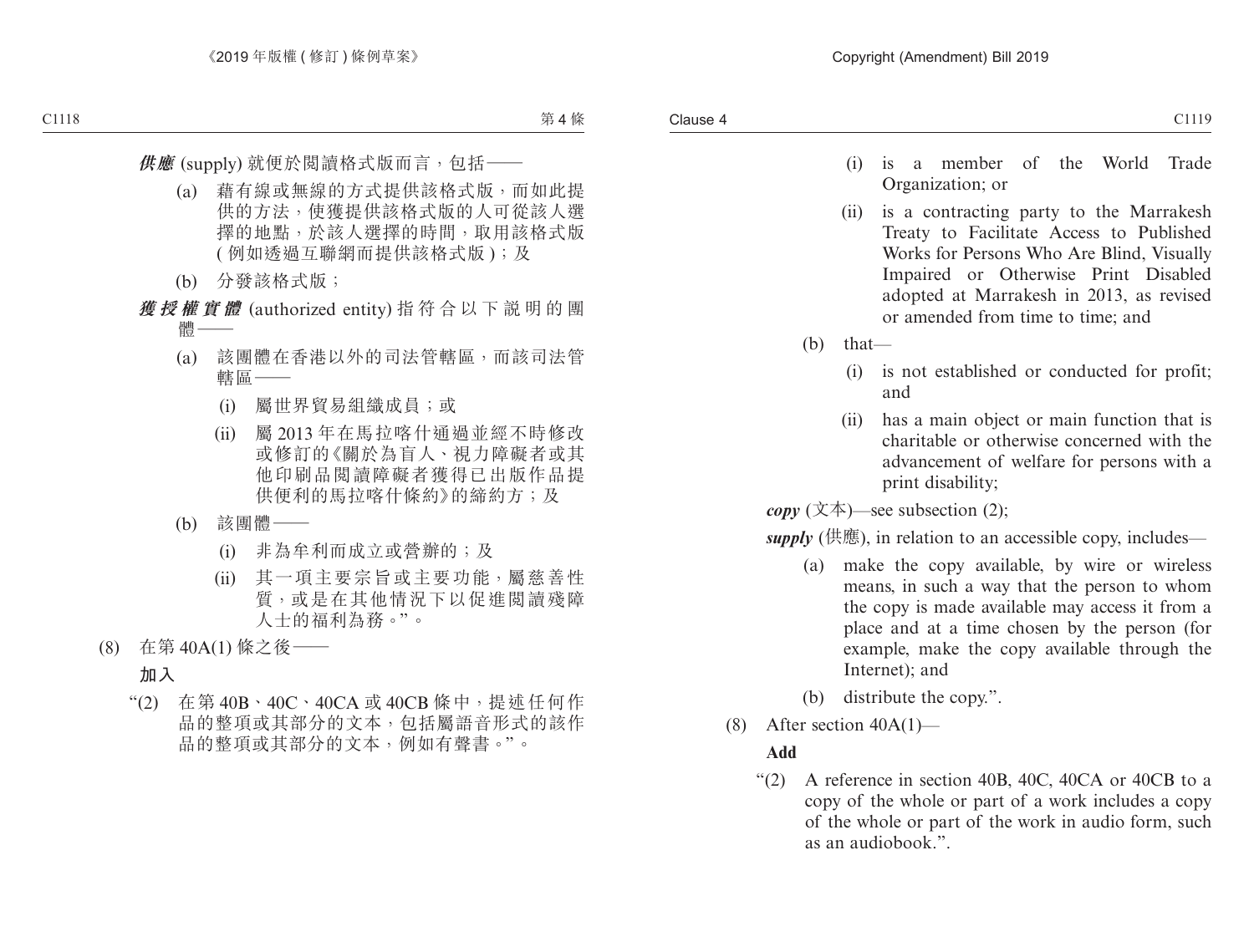*供應* (supply) 就便於閱讀格式版而言，包括——

(a) 藉有線或無線的方式提供該格式版，而如此提供的方法，使獲提供該格式版的人可從該人選擇的地點，於該人選擇的時間，取用該格式版 ( 例如透過互聯網而提供該格式版 )；及

(b) 分發該格式版；

*獲授權實體* (authorized entity) 指符合以下說明的團體——

(a) 該團體在香港以外的司法管轄區，而該司法管轄區——

(i) 屬世界貿易組織成員；或

(ii) 屬 2013 年在馬拉喀什通過並經不時修改或修訂的《關於為盲人、視力障礙者或其他印刷品閱讀障礙者獲得已出版作品提供便利的馬拉喀什條約》的締約方；及

(b) 該團體——

(i) 非為牟利而成立或營辦的；及

(ii) 其一項主要宗旨或主要功能，屬慈善性質，或是在其他情況下以促進閱讀殘障人士的福利為務。”。

(8) 在第 40A(1) 條之後——

**加入**

“(2) 在第 40B、40C、40CA 或 40CB 條中，提述任何作品的整項或其部分的文本，包括屬語音形式的該作品的整項或其部分的文本，例如有聲書。”。

(i) is a member of the World Trade Organization; or

(ii) is a contracting party to the Marrakesh Treaty to Facilitate Access to Published Works for Persons Who Are Blind, Visually Impaired or Otherwise Print Disabled adopted at Marrakesh in 2013, as revised or amended from time to time; and

(b) that—

(i) is not established or conducted for profit; and

(ii) has a main object or main function that is charitable or otherwise concerned with the advancement of welfare for persons with a print disability;

***copy*** (文本)—see subsection (2);

***supply*** (供應), in relation to an accessible copy, includes—

(a) make the copy available, by wire or wireless means, in such a way that the person to whom the copy is made available may access it from a place and at a time chosen by the person (for example, make the copy available through the Internet); and

(b) distribute the copy.”.

(8) After section 40A(1)—

**Add**

“(2) A reference in section 40B, 40C, 40CA or 40CB to a copy of the whole or part of a work includes a copy of the whole or part of the work in audio form, such as an audiobook.”.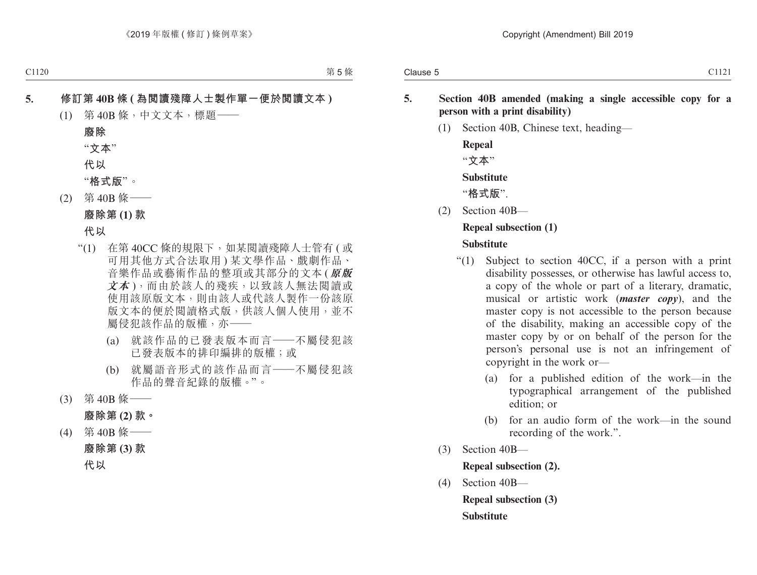**5. 修訂第 40B 條 (為閱讀殘障人士製作單一便於閱讀文本)**

(1) 第 40B 條，中文文本，標題——

**廢除**

"文本"

**代以**

"格式版"。

(2) 第 40B 條——

**廢除第 (1) 款**

**代以**

"(1) 在第 40CC 條的規限下，如某閱讀殘障人士管有 (或可用其他方式合法取用) 某文學作品、戲劇作品、音樂作品或藝術作品的整項或其部分的文本 (***原版文本***)，而由於該人的殘疾，以致該人無法閱讀或使用該原版文本，則由該人或代該人製作一份該原版文本的便於閱讀格式版，供該人個人使用，並不屬侵犯該作品的版權，亦——

(a) 就該作品的已發表版本而言——不屬侵犯該已發表版本的排印編排的版權；或

(b) 就屬語音形式的該作品而言——不屬侵犯該作品的聲音紀錄的版權。"。

(3) 第 40B 條——

**廢除第 (2) 款。**

(4) 第 40B 條——

**廢除第 (3) 款**

**代以**

**5. Section 40B amended (making a single accessible copy for a person with a print disability)**

(1) Section 40B, Chinese text, heading—

**Repeal**

"文本"

**Substitute**

"格式版".

(2) Section 40B—

**Repeal subsection (1)**

**Substitute**

"(1) Subject to section 40CC, if a person with a print disability possesses, or otherwise has lawful access to, a copy of the whole or part of a literary, dramatic, musical or artistic work (***master copy***), and the master copy is not accessible to the person because of the disability, making an accessible copy of the master copy by or on behalf of the person for the person's personal use is not an infringement of copyright in the work or—

(a) for a published edition of the work—in the typographical arrangement of the published edition; or

(b) for an audio form of the work—in the sound recording of the work.".

(3) Section 40B—

**Repeal subsection (2).**

(4) Section 40B—

**Repeal subsection (3)**

**Substitute**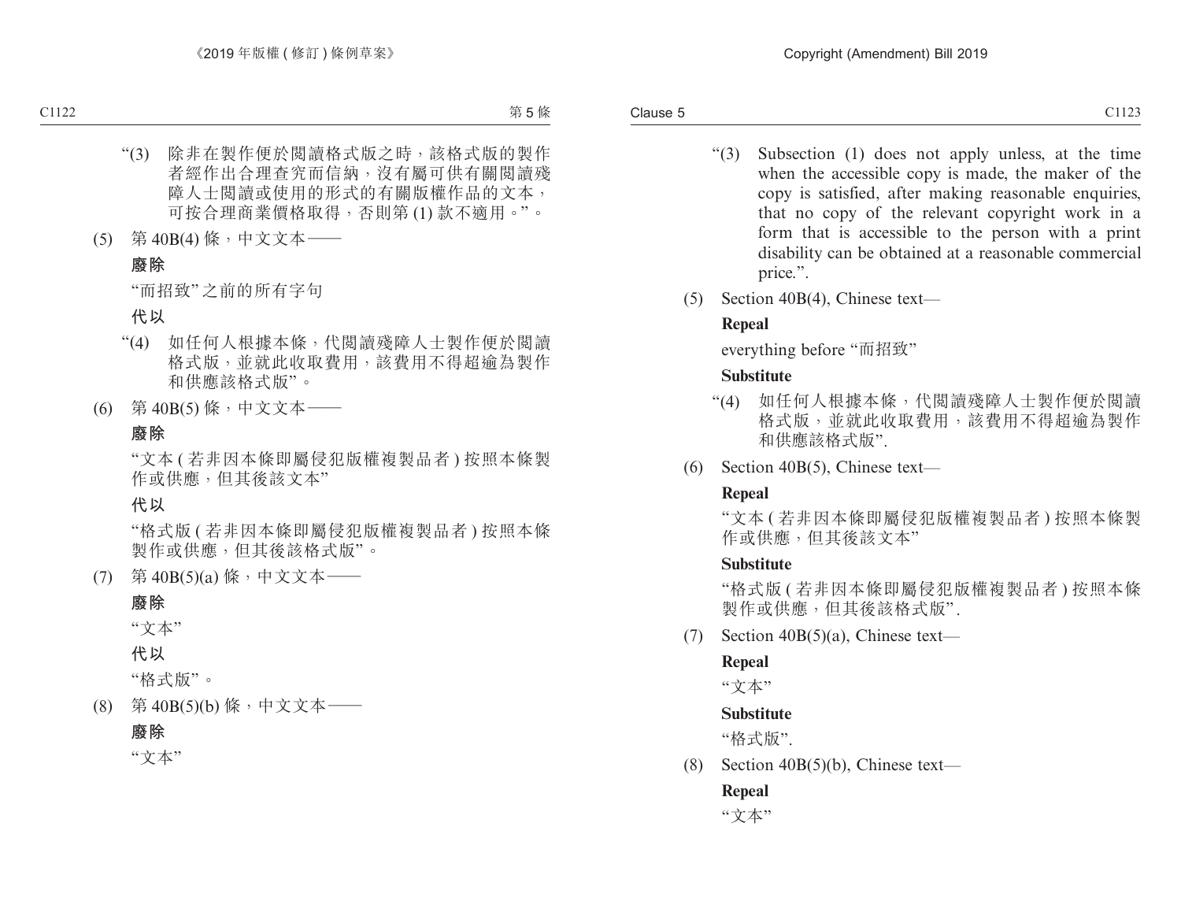“(3) 除非在製作便於閱讀格式版之時，該格式版的製作者經作出合理查究而信納，沒有屬可供有關閱讀殘障人士閱讀或使用的形式的有關版權作品的文本，可按合理商業價格取得，否則第 (1) 款不適用。”。

(5) 第 40B(4) 條，中文文本——

**廢除**

“而招致” 之前的所有字句

**代以**

“(4) 如任何人根據本條，代閱讀殘障人士製作便於閱讀格式版，並就此收取費用，該費用不得超逾為製作和供應該格式版”。

(6) 第 40B(5) 條，中文文本——

**廢除**

“文本 ( 若非因本條即屬侵犯版權複製品者 ) 按照本條製作或供應，但其後該文本”

**代以**

“格式版 ( 若非因本條即屬侵犯版權複製品者 ) 按照本條製作或供應，但其後該格式版”。

(7) 第 40B(5)(a) 條，中文文本——

**廢除**

“文本”

**代以**

“格式版”。

(8) 第 40B(5)(b) 條，中文文本——

**廢除**

“文本”

“(3) Subsection (1) does not apply unless, at the time when the accessible copy is made, the maker of the copy is satisfied, after making reasonable enquiries, that no copy of the relevant copyright work in a form that is accessible to the person with a print disability can be obtained at a reasonable commercial price.”.

(5) Section 40B(4), Chinese text—

**Repeal**

everything before “而招致”

**Substitute**

“(4) 如任何人根據本條，代閱讀殘障人士製作便於閱讀格式版，並就此收取費用，該費用不得超逾為製作和供應該格式版”.

(6) Section 40B(5), Chinese text—

**Repeal**

“文本 ( 若非因本條即屬侵犯版權複製品者 ) 按照本條製作或供應，但其後該文本”

**Substitute**

“格式版 ( 若非因本條即屬侵犯版權複製品者 ) 按照本條製作或供應，但其後該格式版”.

(7) Section 40B(5)(a), Chinese text—

**Repeal**

“文本”

**Substitute**

“格式版”.

(8) Section 40B(5)(b), Chinese text—

**Repeal**

“文本”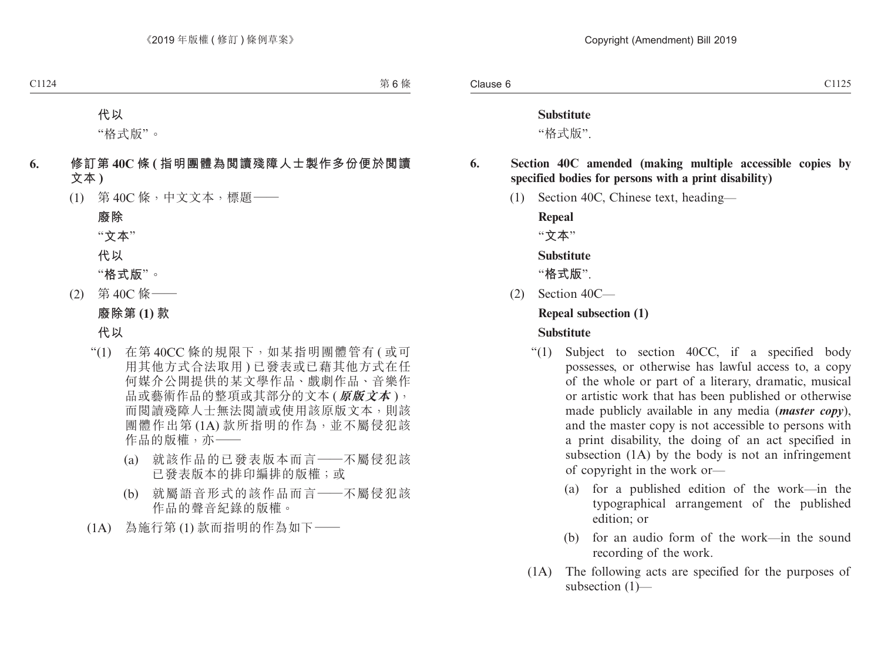**代以**

"格式版"。

**6. 修訂第 40C 條 (指明團體為閱讀殘障人士製作多份便於閱讀文本)**

(1) 第 40C 條，中文文本，標題——

**廢除**

**"文本"**

**代以**

**"格式版"**。

(2) 第 40C 條——

**廢除第 (1) 款**

**代以**

"(1) 在第 40CC 條的規限下，如某指明團體管有 (或可用其他方式合法取用) 已發表或已藉其他方式在任何媒介公開提供的某文學作品、戲劇作品、音樂作品或藝術作品的整項或其部分的文本 (***原版文本***)，而閱讀殘障人士無法閱讀或使用該原版文本，則該團體作出第 (1A) 款所指明的作為，並不屬侵犯該作品的版權，亦——

(a) 就該作品的已發表版本而言——不屬侵犯該已發表版本的排印編排的版權；或

(b) 就屬語音形式的該作品而言——不屬侵犯該作品的聲音紀錄的版權。

(1A) 為施行第 (1) 款而指明的作為如下——

**Substitute**

"格式版".

**6. Section 40C amended (making multiple accessible copies by specified bodies for persons with a print disability)**

(1) Section 40C, Chinese text, heading—

**Repeal**

**"文本"**

**Substitute**

**"格式版"**.

(2) Section 40C—

**Repeal subsection (1)**

**Substitute**

"(1) Subject to section 40CC, if a specified body possesses, or otherwise has lawful access to, a copy of the whole or part of a literary, dramatic, musical or artistic work that has been published or otherwise made publicly available in any media (***master copy***), and the master copy is not accessible to persons with a print disability, the doing of an act specified in subsection (1A) by the body is not an infringement of copyright in the work or—

(a) for a published edition of the work—in the typographical arrangement of the published edition; or

(b) for an audio form of the work—in the sound recording of the work.

(1A) The following acts are specified for the purposes of subsection (1)—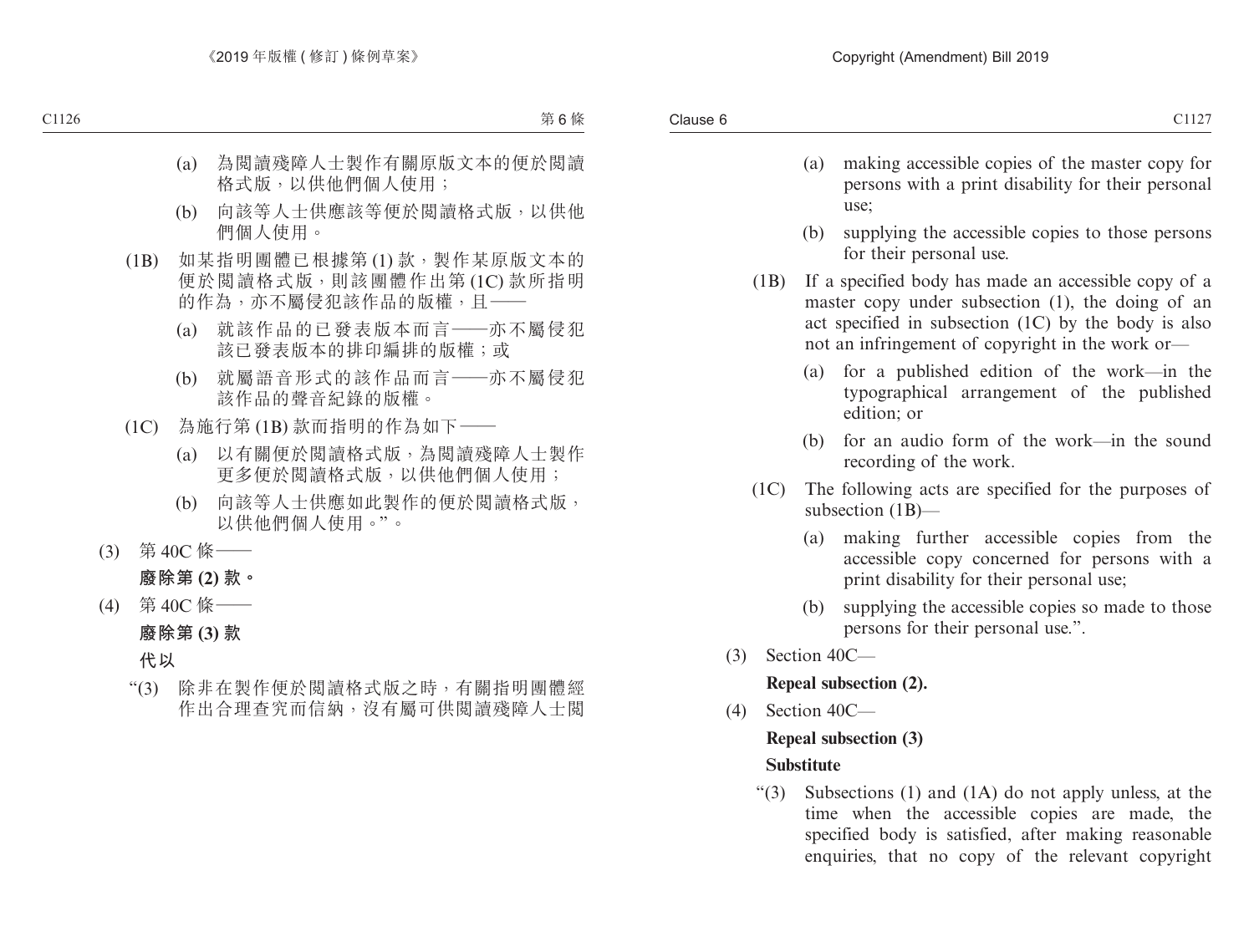(a) 為閱讀殘障人士製作有關原版文本的便於閱讀格式版，以供他們個人使用；

(b) 向該等人士供應該等便於閱讀格式版，以供他們個人使用。

(1B) 如某指明團體已根據第 (1) 款，製作某原版文本的便於閱讀格式版，則該團體作出第 (1C) 款所指明的作為，亦不屬侵犯該作品的版權，且——

(a) 就該作品的已發表版本而言——亦不屬侵犯該已發表版本的排印編排的版權；或

(b) 就屬語音形式的該作品而言——亦不屬侵犯該作品的聲音紀錄的版權。

(1C) 為施行第 (1B) 款而指明的作為如下——

(a) 以有關便於閱讀格式版，為閱讀殘障人士製作更多便於閱讀格式版，以供他們個人使用；

(b) 向該等人士供應如此製作的便於閱讀格式版，以供他們個人使用。”。

(3) 第 40C 條——

**廢除第 (2) 款。**

(4) 第 40C 條——

**廢除第 (3) 款**

**代以**

“(3) 除非在製作便於閱讀格式版之時，有關指明團體經作出合理查究而信納，沒有屬可供閱讀殘障人士閱

(a) making accessible copies of the master copy for persons with a print disability for their personal use;

(b) supplying the accessible copies to those persons for their personal use.

(1B) If a specified body has made an accessible copy of a master copy under subsection (1), the doing of an act specified in subsection (1C) by the body is also not an infringement of copyright in the work or—

(a) for a published edition of the work—in the typographical arrangement of the published edition; or

(b) for an audio form of the work—in the sound recording of the work.

(1C) The following acts are specified for the purposes of subsection (1B)—

(a) making further accessible copies from the accessible copy concerned for persons with a print disability for their personal use;

(b) supplying the accessible copies so made to those persons for their personal use.”.

(3) Section 40C—

**Repeal subsection (2).**

(4) Section 40C—

**Repeal subsection (3)**

**Substitute**

“(3) Subsections (1) and (1A) do not apply unless, at the time when the accessible copies are made, the specified body is satisfied, after making reasonable enquiries, that no copy of the relevant copyright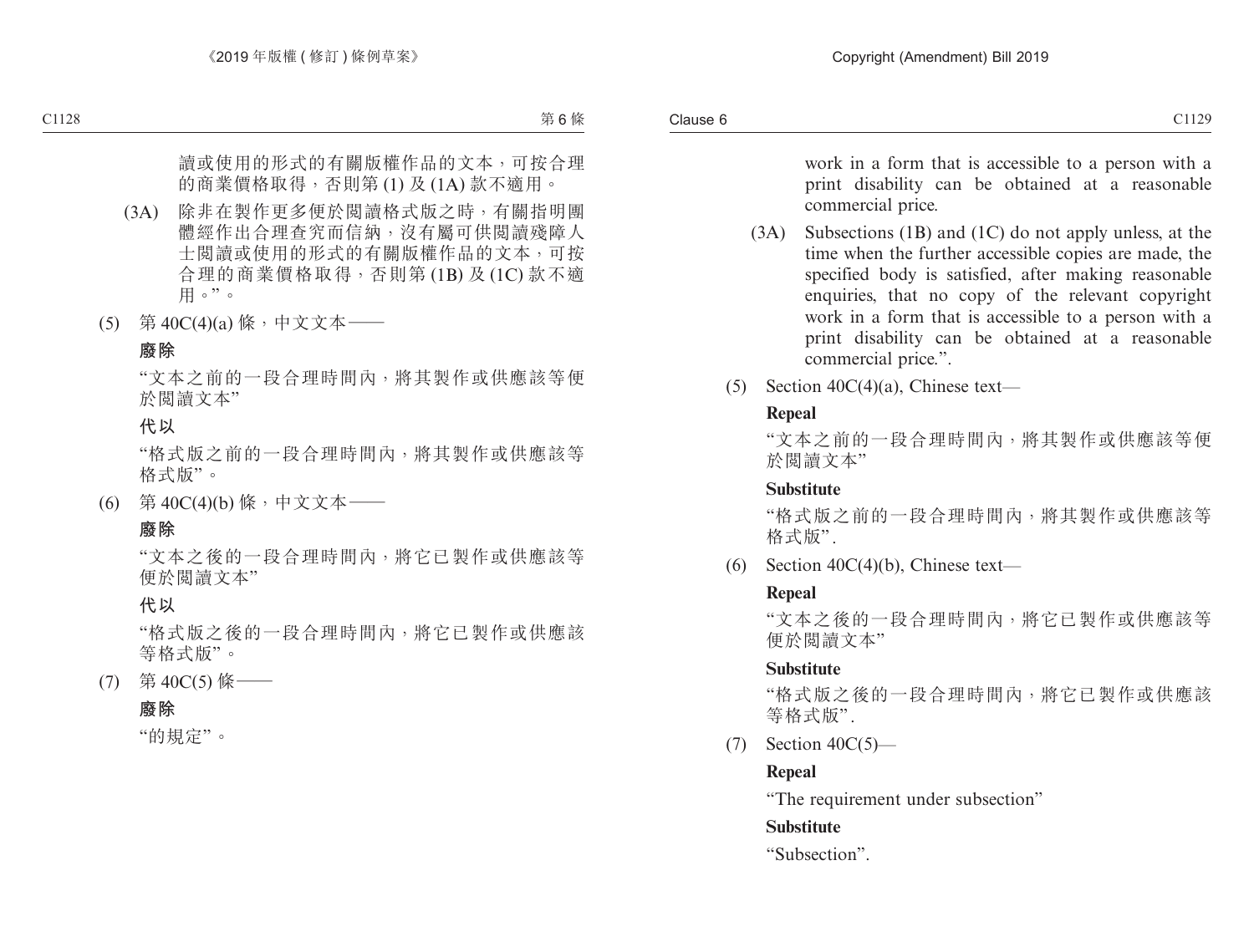讀或使用的形式的有關版權作品的文本，可按合理的商業價格取得，否則第 (1) 及 (1A) 款不適用。

(3A) 除非在製作更多便於閱讀格式版之時，有關指明團體經作出合理查究而信納，沒有屬可供閱讀殘障人士閱讀或使用的形式的有關版權作品的文本，可按合理的商業價格取得，否則第 (1B) 及 (1C) 款不適用。”。

(5) 第 40C(4)(a) 條，中文文本——

**廢除**

“文本之前的一段合理時間內，將其製作或供應該等便於閱讀文本”

**代以**

“格式版之前的一段合理時間內，將其製作或供應該等格式版”。

(6) 第 40C(4)(b) 條，中文文本——

**廢除**

“文本之後的一段合理時間內，將它已製作或供應該等便於閱讀文本”

**代以**

“格式版之後的一段合理時間內，將它已製作或供應該等格式版”。

(7) 第 40C(5) 條——

**廢除**

“的規定”。

work in a form that is accessible to a person with a print disability can be obtained at a reasonable commercial price.

(3A) Subsections (1B) and (1C) do not apply unless, at the time when the further accessible copies are made, the specified body is satisfied, after making reasonable enquiries, that no copy of the relevant copyright work in a form that is accessible to a person with a print disability can be obtained at a reasonable commercial price.”.

(5) Section 40C(4)(a), Chinese text—

**Repeal**

“文本之前的一段合理時間內，將其製作或供應該等便於閱讀文本”

**Substitute**

“格式版之前的一段合理時間內，將其製作或供應該等格式版”.

(6) Section 40C(4)(b), Chinese text—

**Repeal**

“文本之後的一段合理時間內，將它已製作或供應該等便於閱讀文本”

**Substitute**

“格式版之後的一段合理時間內，將它已製作或供應該等格式版”.

(7) Section 40C(5)—

**Repeal**

“The requirement under subsection”

**Substitute**

“Subsection”.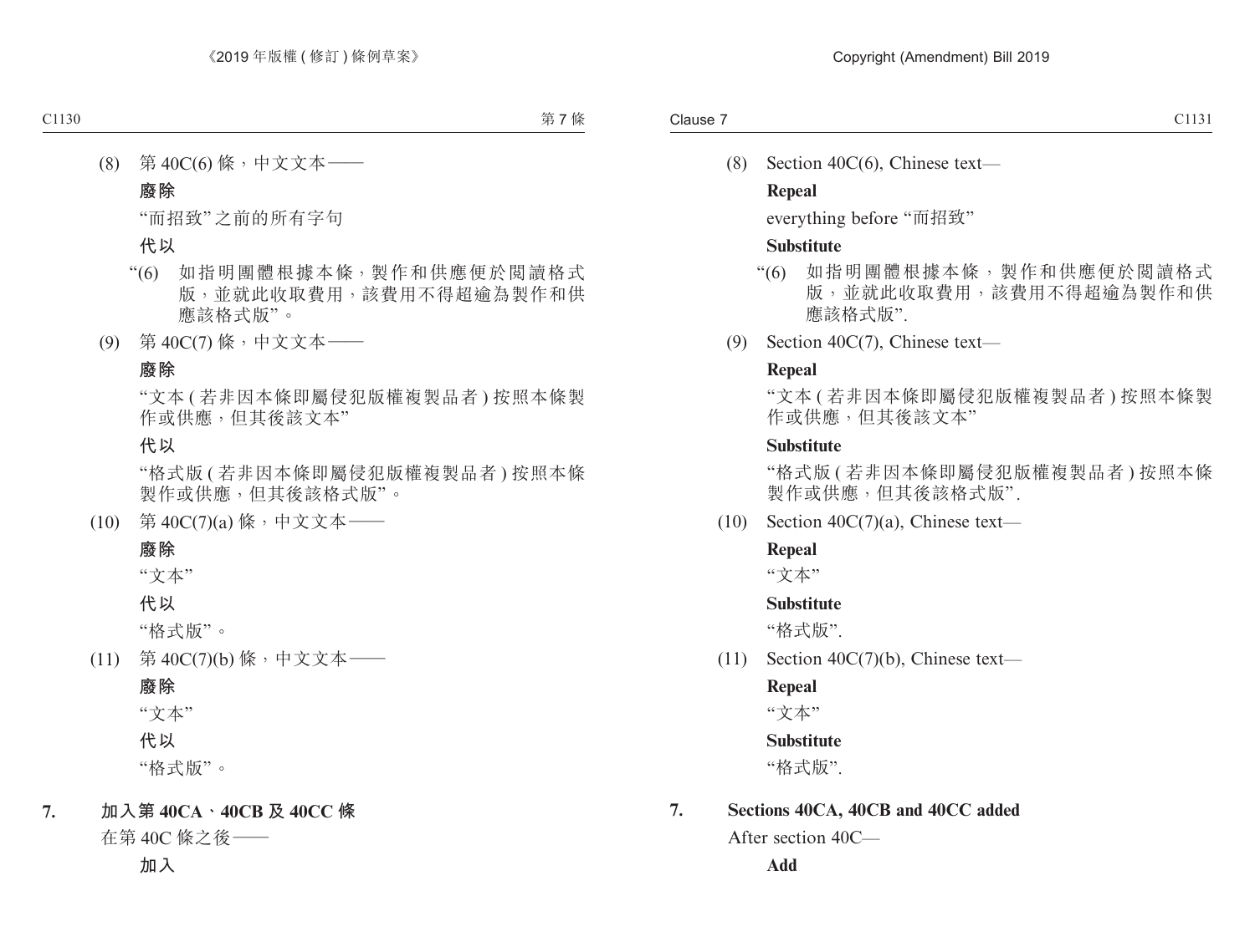(8) 第 40C(6) 條，中文文本——

**廢除**

“而招致”之前的所有字句

**代以**

“(6) 如指明團體根據本條，製作和供應便於閱讀格式版，並就此收取費用，該費用不得超逾為製作和供應該格式版”。

(9) 第 40C(7) 條，中文文本——

**廢除**

“文本 ( 若非因本條即屬侵犯版權複製品者 ) 按照本條製作或供應，但其後該文本”

**代以**

“格式版 ( 若非因本條即屬侵犯版權複製品者 ) 按照本條製作或供應，但其後該格式版”。

(10) 第 40C(7)(a) 條，中文文本——

**廢除**

“文本”

**代以**

“格式版”。

(11) 第 40C(7)(b) 條，中文文本——

**廢除**

“文本”

**代以**

“格式版”。

**7. 加入第 40CA、40CB 及 40CC 條**

在第 40C 條之後——

**加入**

(8) Section 40C(6), Chinese text—

**Repeal**

everything before “而招致”

**Substitute**

“(6) 如指明團體根據本條，製作和供應便於閱讀格式版，並就此收取費用，該費用不得超逾為製作和供應該格式版”.

(9) Section 40C(7), Chinese text—

**Repeal**

“文本 ( 若非因本條即屬侵犯版權複製品者 ) 按照本條製作或供應，但其後該文本”

**Substitute**

“格式版 ( 若非因本條即屬侵犯版權複製品者 ) 按照本條製作或供應，但其後該格式版”.

(10) Section 40C(7)(a), Chinese text—

**Repeal**

“文本”

**Substitute**

“格式版”.

(11) Section 40C(7)(b), Chinese text—

**Repeal**

“文本”

**Substitute**

“格式版”.

**7. Sections 40CA, 40CB and 40CC added**

After section 40C—

**Add**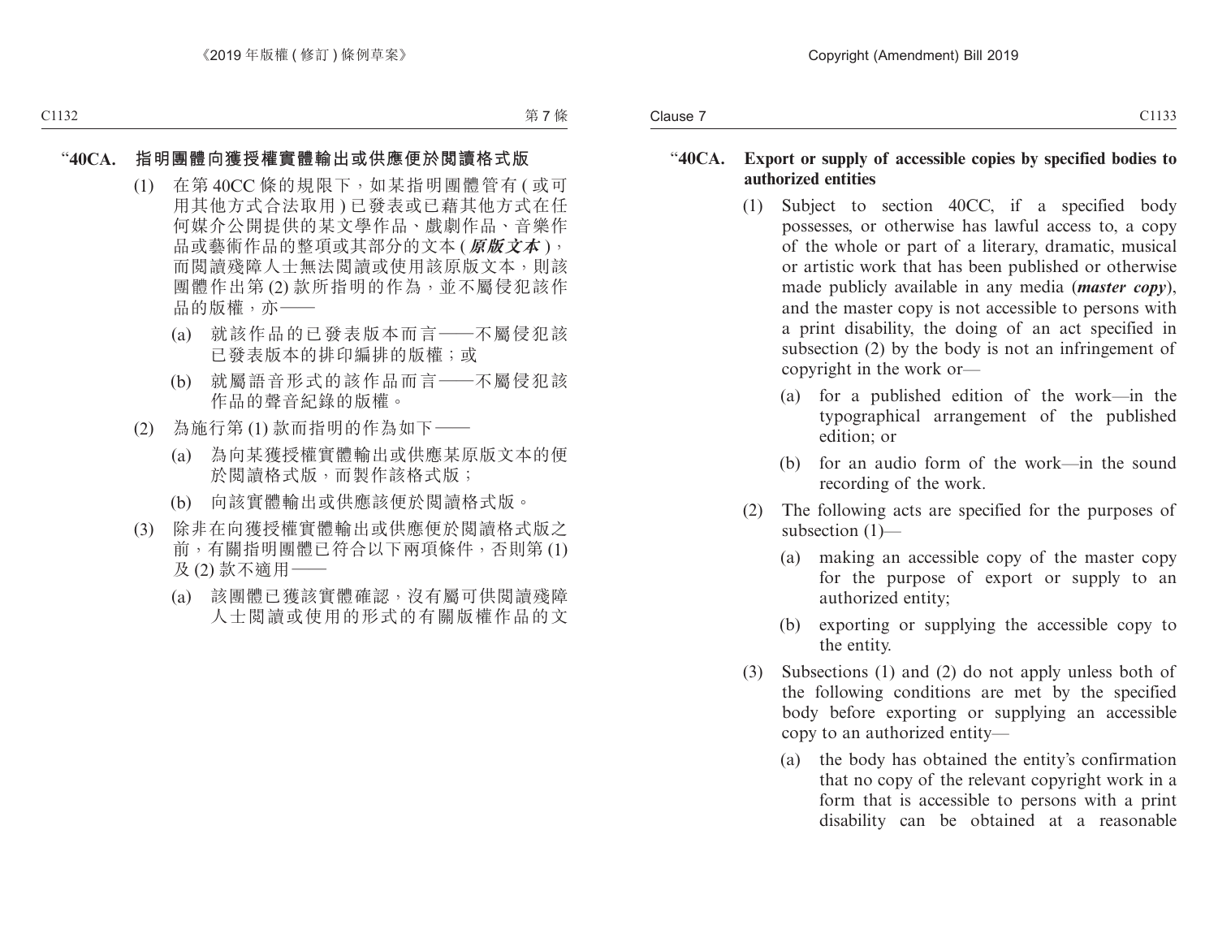“**40CA.** **指明團體向獲授權實體輸出或供應便於閱讀格式版**

(1) 在第 40CC 條的規限下，如某指明團體管有 (或可用其他方式合法取用) 已發表或已藉其他方式在任何媒介公開提供的某文學作品、戲劇作品、音樂作品或藝術作品的整項或其部分的文本 (***原版文本***)，而閱讀殘障人士無法閱讀或使用該原版文本，則該團體作出第 (2) 款所指明的作為，並不屬侵犯該作品的版權，亦——

(a) 就該作品的已發表版本而言——不屬侵犯該已發表版本的排印編排的版權；或

(b) 就屬語音形式的該作品而言——不屬侵犯該作品的聲音紀錄的版權。

(2) 為施行第 (1) 款而指明的作為如下——

(a) 為向某獲授權實體輸出或供應某原版文本的便於閱讀格式版，而製作該格式版；

(b) 向該實體輸出或供應該便於閱讀格式版。

(3) 除非在向獲授權實體輸出或供應便於閱讀格式版之前，有關指明團體已符合以下兩項條件，否則第 (1) 及 (2) 款不適用——

(a) 該團體已獲該實體確認，沒有屬可供閱讀殘障人士閱讀或使用的形式的有關版權作品的文

“**40CA.** **Export or supply of accessible copies by specified bodies to authorized entities**

(1) Subject to section 40CC, if a specified body possesses, or otherwise has lawful access to, a copy of the whole or part of a literary, dramatic, musical or artistic work that has been published or otherwise made publicly available in any media (***master copy***), and the master copy is not accessible to persons with a print disability, the doing of an act specified in subsection (2) by the body is not an infringement of copyright in the work or—

(a) for a published edition of the work—in the typographical arrangement of the published edition; or

(b) for an audio form of the work—in the sound recording of the work.

(2) The following acts are specified for the purposes of subsection (1)—

(a) making an accessible copy of the master copy for the purpose of export or supply to an authorized entity;

(b) exporting or supplying the accessible copy to the entity.

(3) Subsections (1) and (2) do not apply unless both of the following conditions are met by the specified body before exporting or supplying an accessible copy to an authorized entity—

(a) the body has obtained the entity’s confirmation that no copy of the relevant copyright work in a form that is accessible to persons with a print disability can be obtained at a reasonable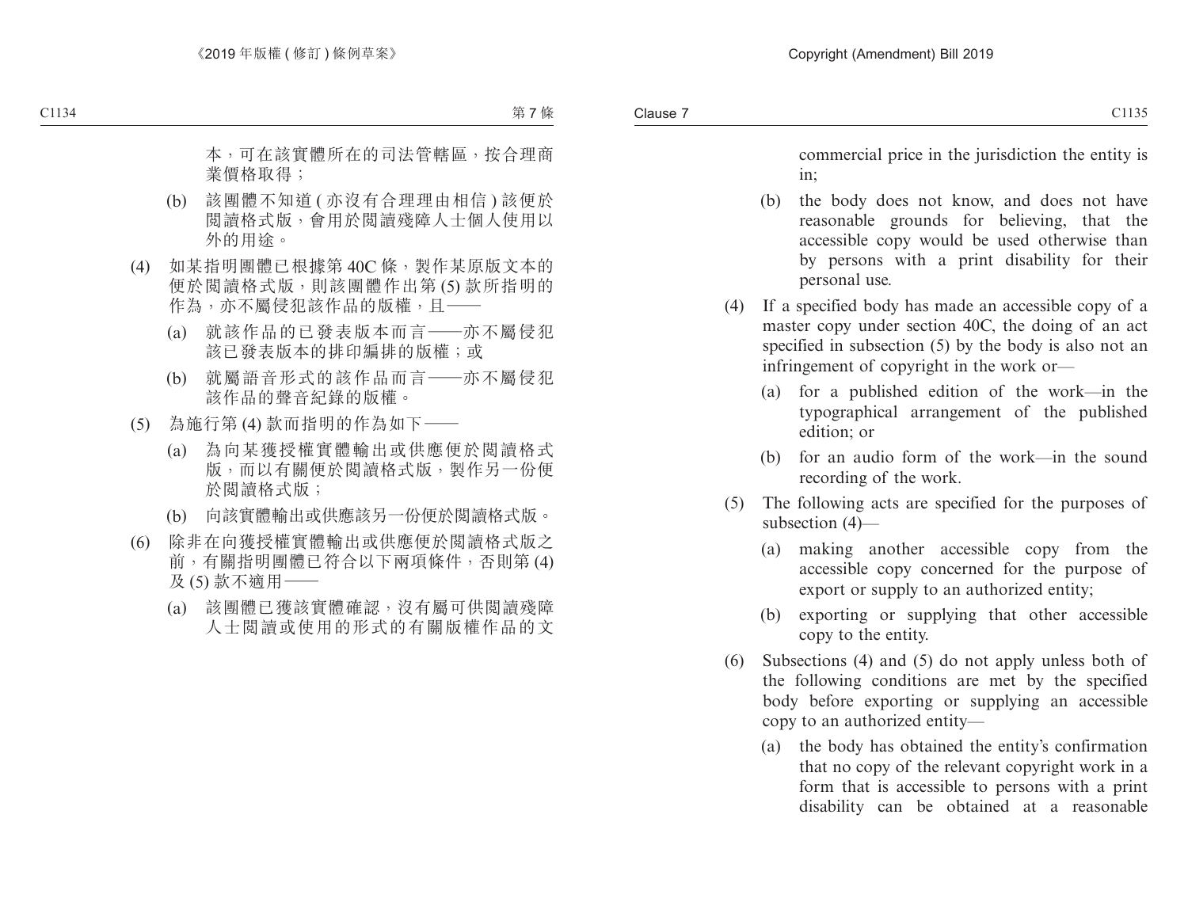本，可在該實體所在的司法管轄區，按合理商業價格取得；

(b) 該團體不知道 ( 亦沒有合理理由相信 ) 該便於閱讀格式版，會用於閱讀殘障人士個人使用以外的用途。

(4) 如某指明團體已根據第 40C 條，製作某原版文本的便於閱讀格式版，則該團體作出第 (5) 款所指明的作為，亦不屬侵犯該作品的版權，且——

(a) 就該作品的已發表版本而言——亦不屬侵犯該已發表版本的排印編排的版權；或

(b) 就屬語音形式的該作品而言——亦不屬侵犯該作品的聲音紀錄的版權。

(5) 為施行第 (4) 款而指明的作為如下——

(a) 為向某獲授權實體輸出或供應便於閱讀格式版，而以有關便於閱讀格式版，製作另一份便於閱讀格式版；

(b) 向該實體輸出或供應該另一份便於閱讀格式版。

(6) 除非在向獲授權實體輸出或供應便於閱讀格式版之前，有關指明團體已符合以下兩項條件，否則第 (4) 及 (5) 款不適用——

(a) 該團體已獲該實體確認，沒有屬可供閱讀殘障人士閱讀或使用的形式的有關版權作品的文

commercial price in the jurisdiction the entity is in;

(b) the body does not know, and does not have reasonable grounds for believing, that the accessible copy would be used otherwise than by persons with a print disability for their personal use.

(4) If a specified body has made an accessible copy of a master copy under section 40C, the doing of an act specified in subsection (5) by the body is also not an infringement of copyright in the work or—

(a) for a published edition of the work—in the typographical arrangement of the published edition; or

(b) for an audio form of the work—in the sound recording of the work.

(5) The following acts are specified for the purposes of subsection (4)—

(a) making another accessible copy from the accessible copy concerned for the purpose of export or supply to an authorized entity;

(b) exporting or supplying that other accessible copy to the entity.

(6) Subsections (4) and (5) do not apply unless both of the following conditions are met by the specified body before exporting or supplying an accessible copy to an authorized entity—

(a) the body has obtained the entity's confirmation that no copy of the relevant copyright work in a form that is accessible to persons with a print disability can be obtained at a reasonable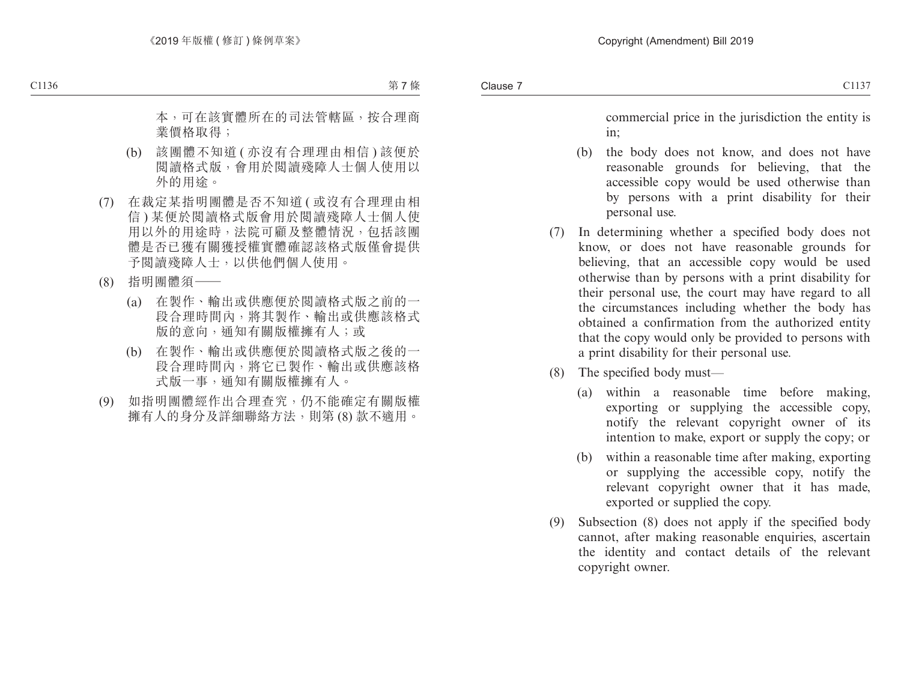本，可在該實體所在的司法管轄區，按合理商業價格取得；

(b) 該團體不知道 ( 亦沒有合理理由相信 ) 該便於閱讀格式版，會用於閱讀殘障人士個人使用以外的用途。

(7) 在裁定某指明團體是否不知道 ( 或沒有合理理由相信 ) 某便於閱讀格式版會用於閱讀殘障人士個人使用以外的用途時，法院可顧及整體情況，包括該團體是否已獲有關獲授權實體確認該格式版僅會提供予閱讀殘障人士，以供他們個人使用。

(8) 指明團體須——

(a) 在製作、輸出或供應便於閱讀格式版之前的一段合理時間內，將其製作、輸出或供應該格式版的意向，通知有關版權擁有人；或

(b) 在製作、輸出或供應便於閱讀格式版之後的一段合理時間內，將它已製作、輸出或供應該格式版一事，通知有關版權擁有人。

(9) 如指明團體經作出合理查究，仍不能確定有關版權擁有人的身分及詳細聯絡方法，則第 (8) 款不適用。

commercial price in the jurisdiction the entity is in;

(b) the body does not know, and does not have reasonable grounds for believing, that the accessible copy would be used otherwise than by persons with a print disability for their personal use.

(7) In determining whether a specified body does not know, or does not have reasonable grounds for believing, that an accessible copy would be used otherwise than by persons with a print disability for their personal use, the court may have regard to all the circumstances including whether the body has obtained a confirmation from the authorized entity that the copy would only be provided to persons with a print disability for their personal use.

(8) The specified body must—

(a) within a reasonable time before making, exporting or supplying the accessible copy, notify the relevant copyright owner of its intention to make, export or supply the copy; or

(b) within a reasonable time after making, exporting or supplying the accessible copy, notify the relevant copyright owner that it has made, exported or supplied the copy.

(9) Subsection (8) does not apply if the specified body cannot, after making reasonable enquiries, ascertain the identity and contact details of the relevant copyright owner.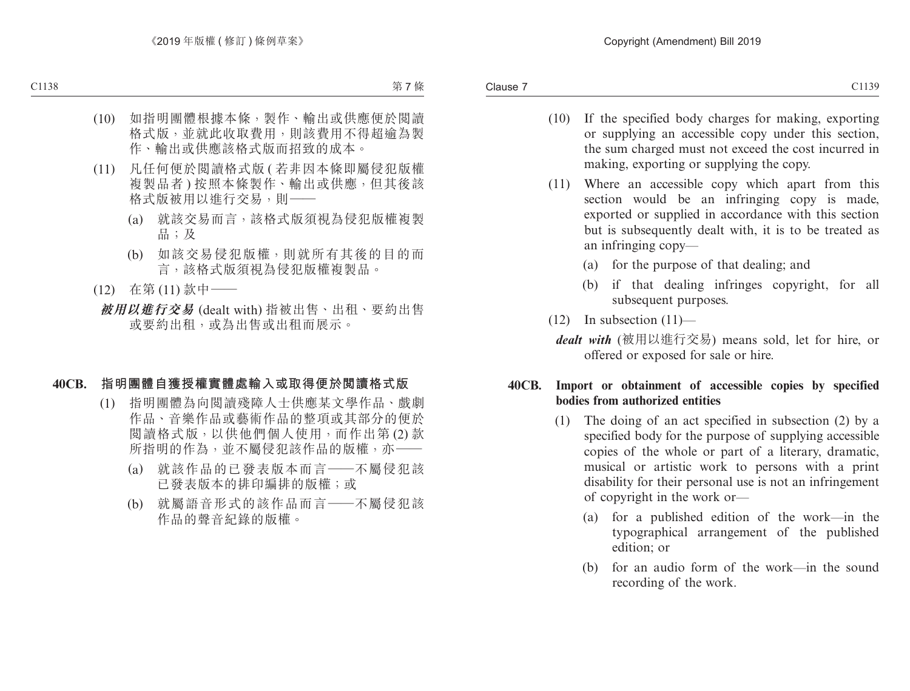(10) 如指明團體根據本條，製作、輸出或供應便於閱讀格式版，並就此收取費用，則該費用不得超逾為製作、輸出或供應該格式版而招致的成本。

(11) 凡任何便於閱讀格式版 (若非因本條即屬侵犯版權複製品者) 按照本條製作、輸出或供應，但其後該格式版被用以進行交易，則——

(a) 就該交易而言，該格式版須視為侵犯版權複製品；及

(b) 如該交易侵犯版權，則就所有其後的目的而言，該格式版須視為侵犯版權複製品。

(12) 在第 (11) 款中——

***被用以進行交易*** (dealt with) 指被出售、出租、要約出售或要約出租，或為出售或出租而展示。

**40CB. 指明團體自獲授權實體處輸入或取得便於閱讀格式版**

(1) 指明團體為向閱讀殘障人士供應某文學作品、戲劇作品、音樂作品或藝術作品的整項或其部分的便於閱讀格式版，以供他們個人使用，而作出第 (2) 款所指明的作為，並不屬侵犯該作品的版權，亦——

(a) 就該作品的已發表版本而言——不屬侵犯該已發表版本的排印編排的版權；或

(b) 就屬語音形式的該作品而言——不屬侵犯該作品的聲音紀錄的版權。

(10) If the specified body charges for making, exporting or supplying an accessible copy under this section, the sum charged must not exceed the cost incurred in making, exporting or supplying the copy.

(11) Where an accessible copy which apart from this section would be an infringing copy is made, exported or supplied in accordance with this section but is subsequently dealt with, it is to be treated as an infringing copy—

(a) for the purpose of that dealing; and

(b) if that dealing infringes copyright, for all subsequent purposes.

(12) In subsection (11)—

***dealt with*** (被用以進行交易) means sold, let for hire, or offered or exposed for sale or hire.

**40CB. Import or obtainment of accessible copies by specified bodies from authorized entities**

(1) The doing of an act specified in subsection (2) by a specified body for the purpose of supplying accessible copies of the whole or part of a literary, dramatic, musical or artistic work to persons with a print disability for their personal use is not an infringement of copyright in the work or—

(a) for a published edition of the work—in the typographical arrangement of the published edition; or

(b) for an audio form of the work—in the sound recording of the work.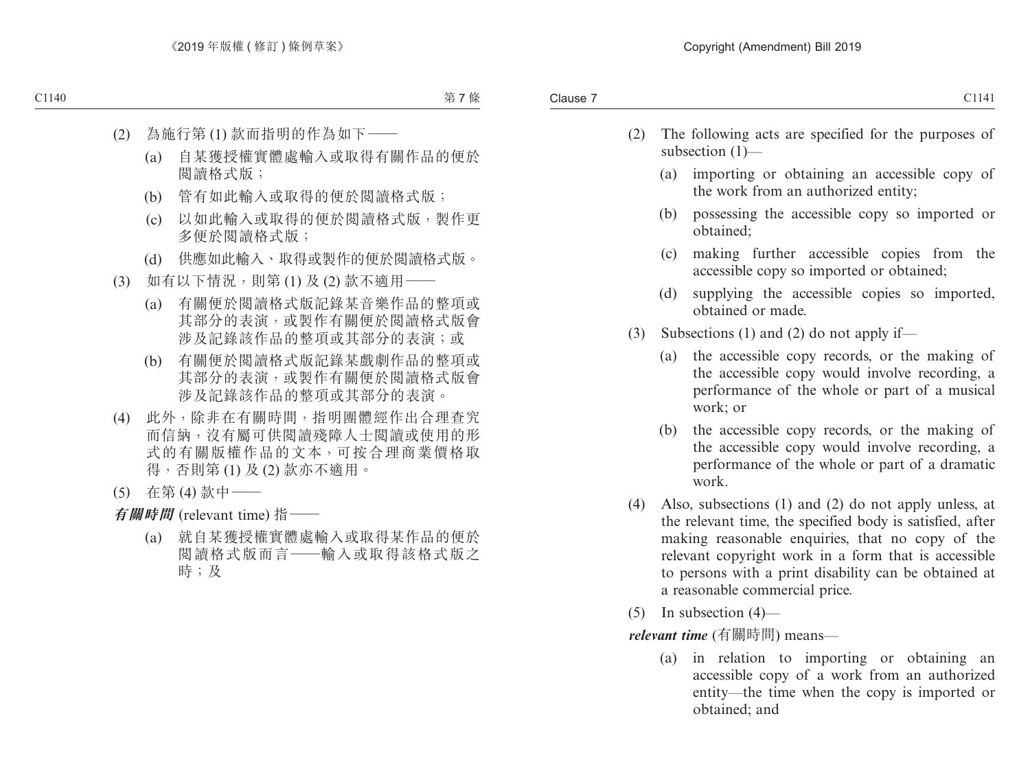(2) 為施行第 (1) 款而指明的作為如下——

(a) 自某獲授權實體處輸入或取得有關作品的便於閱讀格式版；

(b) 管有如此輸入或取得的便於閱讀格式版；

(c) 以如此輸入或取得的便於閱讀格式版，製作更多便於閱讀格式版；

(d) 供應如此輸入、取得或製作的便於閱讀格式版。

(3) 如有以下情況，則第 (1) 及 (2) 款不適用——

(a) 有關便於閱讀格式版記錄某音樂作品的整項或其部分的表演，或製作有關便於閱讀格式版會涉及記錄該作品的整項或其部分的表演；或

(b) 有關便於閱讀格式版記錄某戲劇作品的整項或其部分的表演，或製作有關便於閱讀格式版會涉及記錄該作品的整項或其部分的表演。

(4) 此外，除非在有關時間，指明團體經作出合理查究而信納，沒有屬可供閱讀殘障人士閱讀或使用的形式的有關版權作品的文本，可按合理商業價格取得，否則第 (1) 及 (2) 款亦不適用。

(5) 在第 (4) 款中——

***有關時間*** (relevant time) 指——

(a) 就自某獲授權實體處輸入或取得某作品的便於閱讀格式版而言——輸入或取得該格式版之時；及

(2) The following acts are specified for the purposes of subsection (1)—

(a) importing or obtaining an accessible copy of the work from an authorized entity;

(b) possessing the accessible copy so imported or obtained;

(c) making further accessible copies from the accessible copy so imported or obtained;

(d) supplying the accessible copies so imported, obtained or made.

(3) Subsections (1) and (2) do not apply if—

(a) the accessible copy records, or the making of the accessible copy would involve recording, a performance of the whole or part of a musical work; or

(b) the accessible copy records, or the making of the accessible copy would involve recording, a performance of the whole or part of a dramatic work.

(4) Also, subsections (1) and (2) do not apply unless, at the relevant time, the specified body is satisfied, after making reasonable enquiries, that no copy of the relevant copyright work in a form that is accessible to persons with a print disability can be obtained at a reasonable commercial price.

(5) In subsection (4)—

***relevant time*** (有關時間) means—

(a) in relation to importing or obtaining an accessible copy of a work from an authorized entity—the time when the copy is imported or obtained; and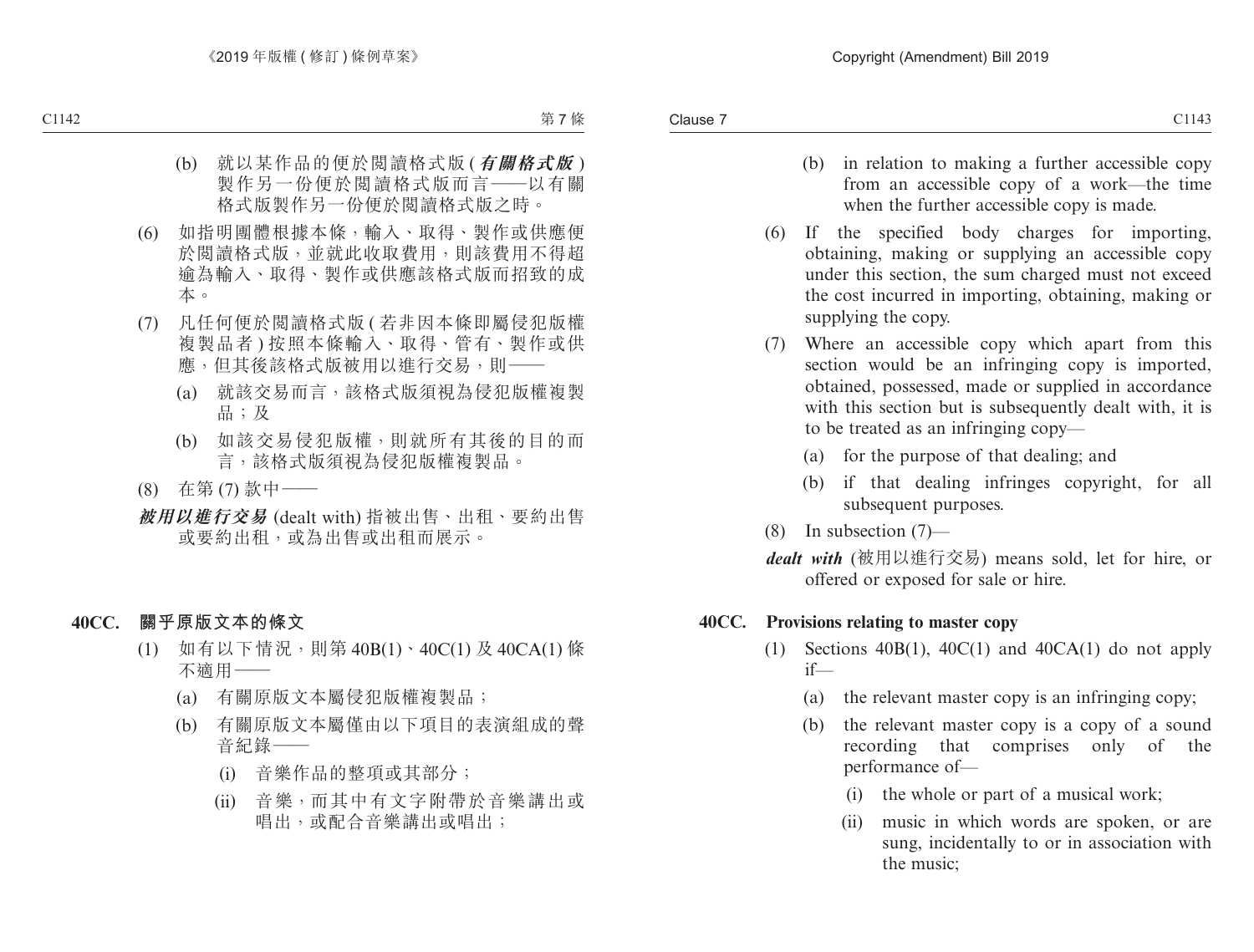(b) 就以某作品的便於閱讀格式版 (***有關格式版***) 製作另一份便於閱讀格式版而言——以有關格式版製作另一份便於閱讀格式版之時。

(6) 如指明團體根據本條，輸入、取得、製作或供應便於閱讀格式版，並就此收取費用，則該費用不得超逾為輸入、取得、製作或供應該格式版而招致的成本。

(7) 凡任何便於閱讀格式版 (若非因本條即屬侵犯版權複製品者) 按照本條輸入、取得、管有、製作或供應，但其後該格式版被用以進行交易，則——

(a) 就該交易而言，該格式版須視為侵犯版權複製品；及

(b) 如該交易侵犯版權，則就所有其後的目的而言，該格式版須視為侵犯版權複製品。

(8) 在第 (7) 款中——

***被用以進行交易*** (dealt with) 指被出售、出租、要約出售或要約出租，或為出售或出租而展示。

**40CC. 關乎原版文本的條文**

(1) 如有以下情況，則第 40B(1)、40C(1) 及 40CA(1) 條不適用——

(a) 有關原版文本屬侵犯版權複製品；

(b) 有關原版文本屬僅由以下項目的表演組成的聲音紀錄——

(i) 音樂作品的整項或其部分；

(ii) 音樂，而其中有文字附帶於音樂講出或唱出，或配合音樂講出或唱出；

---

(b) in relation to making a further accessible copy from an accessible copy of a work—the time when the further accessible copy is made.

(6) If the specified body charges for importing, obtaining, making or supplying an accessible copy under this section, the sum charged must not exceed the cost incurred in importing, obtaining, making or supplying the copy.

(7) Where an accessible copy which apart from this section would be an infringing copy is imported, obtained, possessed, made or supplied in accordance with this section but is subsequently dealt with, it is to be treated as an infringing copy—

(a) for the purpose of that dealing; and

(b) if that dealing infringes copyright, for all subsequent purposes.

(8) In subsection (7)—

***dealt with*** (被用以進行交易) means sold, let for hire, or offered or exposed for sale or hire.

**40CC. Provisions relating to master copy**

(1) Sections 40B(1), 40C(1) and 40CA(1) do not apply if—

(a) the relevant master copy is an infringing copy;

(b) the relevant master copy is a copy of a sound recording that comprises only of the performance of—

(i) the whole or part of a musical work;

(ii) music in which words are spoken, or are sung, incidentally to or in association with the music;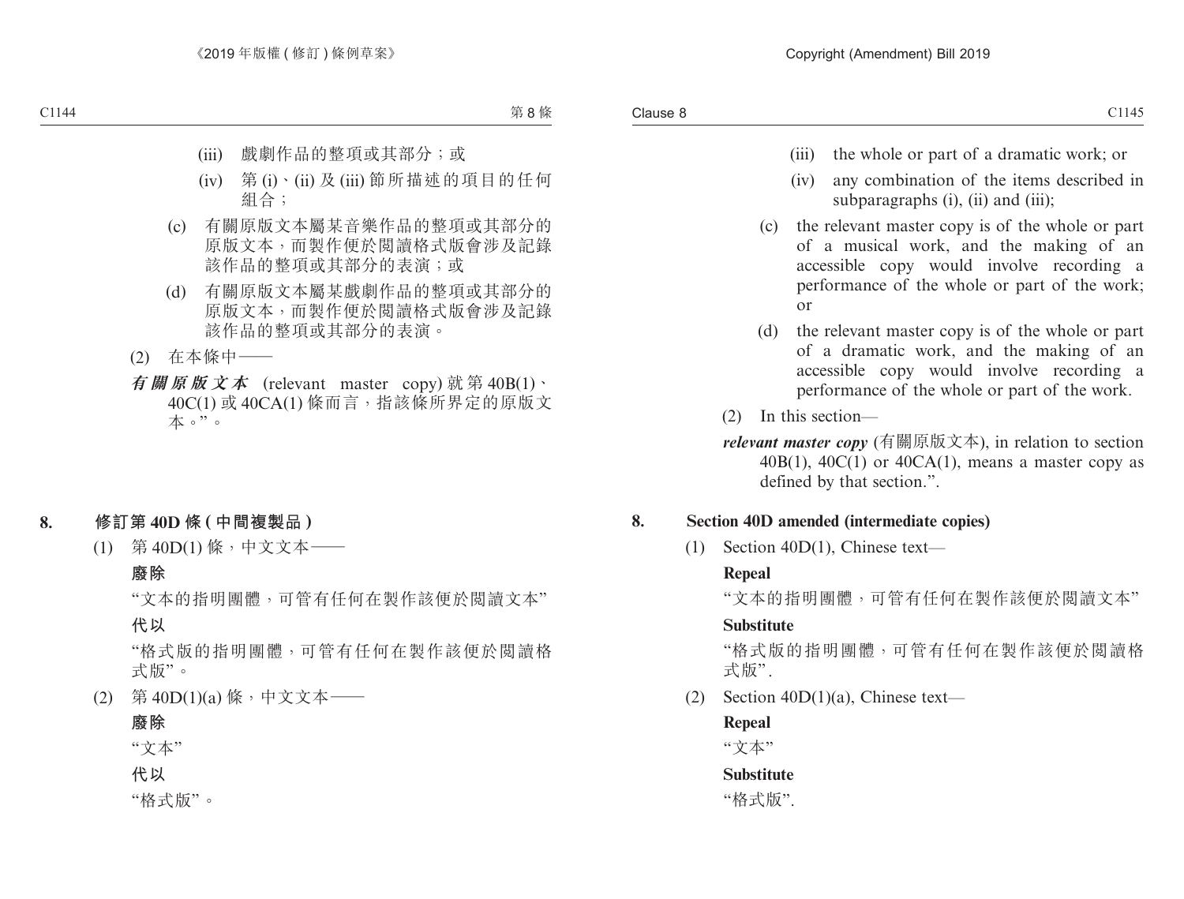(iii) 戲劇作品的整項或其部分；或

(iv) 第 (i)、(ii) 及 (iii) 節所描述的項目的任何組合；

(c) 有關原版文本屬某音樂作品的整項或其部分的原版文本，而製作便於閱讀格式版會涉及記錄該作品的整項或其部分的表演；或

(d) 有關原版文本屬某戲劇作品的整項或其部分的原版文本，而製作便於閱讀格式版會涉及記錄該作品的整項或其部分的表演。

(2) 在本條中——

***有關原版文本*** (relevant master copy) 就第 40B(1)、40C(1) 或 40CA(1) 條而言，指該條所界定的原版文本。”。

## 8. 修訂第 40D 條 (中間複製品)

(1) 第 40D(1) 條，中文文本——

**廢除**

“文本的指明團體，可管有任何在製作該便於閱讀文本”

**代以**

“格式版的指明團體，可管有任何在製作該便於閱讀格式版”。

(2) 第 40D(1)(a) 條，中文文本——

**廢除**

“文本”

**代以**

“格式版”。

(iii) the whole or part of a dramatic work; or

(iv) any combination of the items described in subparagraphs (i), (ii) and (iii);

(c) the relevant master copy is of the whole or part of a musical work, and the making of an accessible copy would involve recording a performance of the whole or part of the work; or

(d) the relevant master copy is of the whole or part of a dramatic work, and the making of an accessible copy would involve recording a performance of the whole or part of the work.

(2) In this section—

***relevant master copy*** (有關原版文本), in relation to section 40B(1), 40C(1) or 40CA(1), means a master copy as defined by that section.”.

## 8. Section 40D amended (intermediate copies)

(1) Section 40D(1), Chinese text—

**Repeal**

“文本的指明團體，可管有任何在製作該便於閱讀文本”

**Substitute**

“格式版的指明團體，可管有任何在製作該便於閱讀格式版”.

(2) Section 40D(1)(a), Chinese text—

**Repeal**

“文本”

**Substitute**

“格式版”.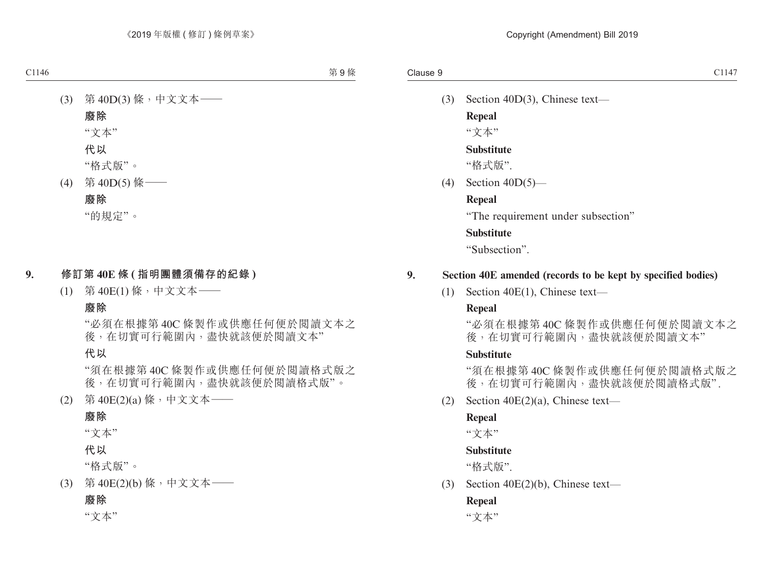(3) 第 40D(3) 條，中文文本——

**廢除**

“文本”

**代以**

“格式版”。

(4) 第 40D(5) 條——

**廢除**

“的規定”。

## 9. 修訂第 40E 條 (指明團體須備存的紀錄)

(1) 第 40E(1) 條，中文文本——

**廢除**

“必須在根據第 40C 條製作或供應任何便於閱讀文本之後，在切實可行範圍內，盡快就該便於閱讀文本”

**代以**

“須在根據第 40C 條製作或供應任何便於閱讀格式版之後，在切實可行範圍內，盡快就該便於閱讀格式版”。

(2) 第 40E(2)(a) 條，中文文本——

**廢除**

“文本”

**代以**

“格式版”。

(3) 第 40E(2)(b) 條，中文文本——

**廢除**

“文本”

(3) Section 40D(3), Chinese text—

**Repeal**

“文本”

**Substitute**

“格式版”.

(4) Section 40D(5)—

**Repeal**

“The requirement under subsection”

**Substitute**

“Subsection”.

## 9. Section 40E amended (records to be kept by specified bodies)

(1) Section 40E(1), Chinese text—

**Repeal**

“必須在根據第 40C 條製作或供應任何便於閱讀文本之後，在切實可行範圍內，盡快就該便於閱讀文本”

**Substitute**

“須在根據第 40C 條製作或供應任何便於閱讀格式版之後，在切實可行範圍內，盡快就該便於閱讀格式版”.

(2) Section 40E(2)(a), Chinese text—

**Repeal**

“文本”

**Substitute**

“格式版”.

(3) Section 40E(2)(b), Chinese text—

**Repeal**

“文本”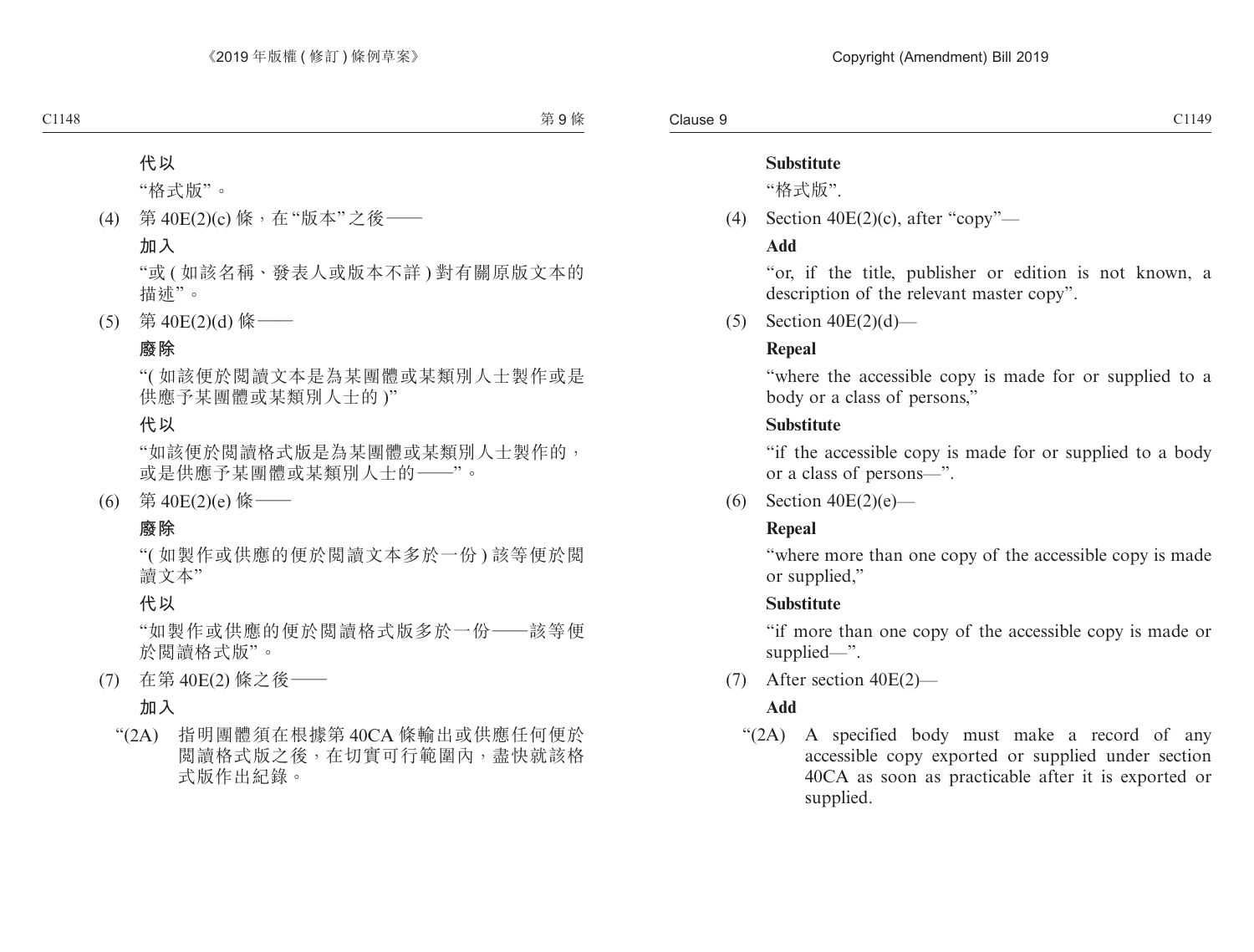**代以**

"格式版"。

(4) 第 40E(2)(c) 條，在"版本"之後——

**加入**

"或 (如該名稱、發表人或版本不詳) 對有關原版文本的描述"。

(5) 第 40E(2)(d) 條——

**廢除**

"(如該便於閱讀文本是為某團體或某類別人士製作或是供應予某團體或某類別人士的)"

**代以**

"如該便於閱讀格式版是為某團體或某類別人士製作的，或是供應予某團體或某類別人士的——"。

(6) 第 40E(2)(e) 條——

**廢除**

"(如製作或供應的便於閱讀文本多於一份) 該等便於閱讀文本"

**代以**

"如製作或供應的便於閱讀格式版多於一份——該等便於閱讀格式版"。

(7) 在第 40E(2) 條之後——

**加入**

"(2A) 指明團體須在根據第 40CA 條輸出或供應任何便於閱讀格式版之後，在切實可行範圍內，盡快就該格式版作出紀錄。

**Substitute**

"格式版".

(4) Section 40E(2)(c), after "copy"—

**Add**

"or, if the title, publisher or edition is not known, a description of the relevant master copy".

(5) Section 40E(2)(d)—

**Repeal**

"where the accessible copy is made for or supplied to a body or a class of persons,"

**Substitute**

"if the accessible copy is made for or supplied to a body or a class of persons—".

(6) Section 40E(2)(e)—

**Repeal**

"where more than one copy of the accessible copy is made or supplied,"

**Substitute**

"if more than one copy of the accessible copy is made or supplied—".

(7) After section 40E(2)—

**Add**

"(2A) A specified body must make a record of any accessible copy exported or supplied under section 40CA as soon as practicable after it is exported or supplied.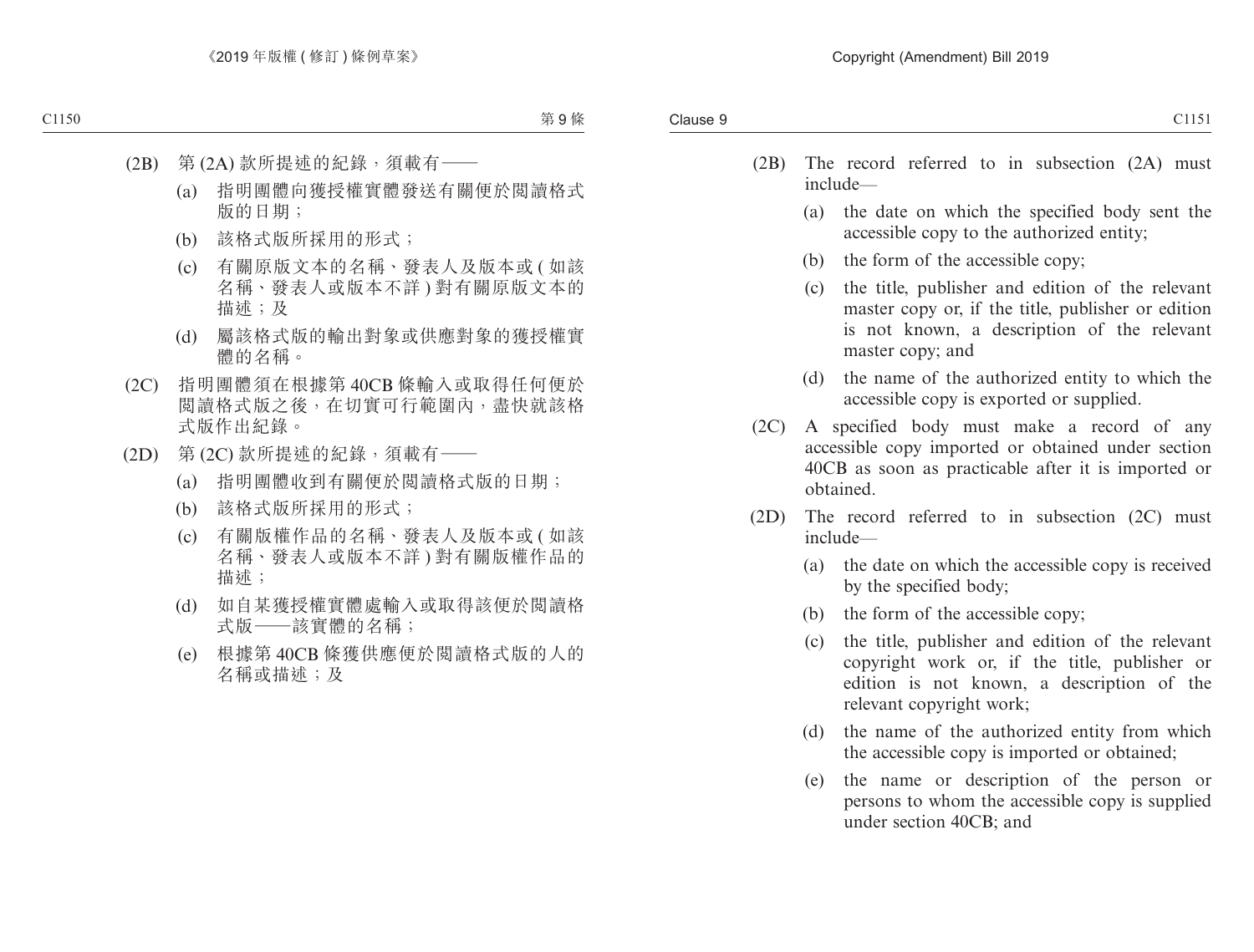(2B) 第 (2A) 款所提述的紀錄，須載有——

(a) 指明團體向獲授權實體發送有關便於閱讀格式版的日期；

(b) 該格式版所採用的形式；

(c) 有關原版文本的名稱、發表人及版本或 ( 如該名稱、發表人或版本不詳 ) 對有關原版文本的描述；及

(d) 屬該格式版的輸出對象或供應對象的獲授權實體的名稱。

(2C) 指明團體須在根據第 40CB 條輸入或取得任何便於閱讀格式版之後，在切實可行範圍內，盡快就該格式版作出紀錄。

(2D) 第 (2C) 款所提述的紀錄，須載有——

(a) 指明團體收到有關便於閱讀格式版的日期；

(b) 該格式版所採用的形式；

(c) 有關版權作品的名稱、發表人及版本或 ( 如該名稱、發表人或版本不詳 ) 對有關版權作品的描述；

(d) 如自某獲授權實體處輸入或取得該便於閱讀格式版——該實體的名稱；

(e) 根據第 40CB 條獲供應便於閱讀格式版的人的名稱或描述；及

(2B) The record referred to in subsection (2A) must include—

(a) the date on which the specified body sent the accessible copy to the authorized entity;

(b) the form of the accessible copy;

(c) the title, publisher and edition of the relevant master copy or, if the title, publisher or edition is not known, a description of the relevant master copy; and

(d) the name of the authorized entity to which the accessible copy is exported or supplied.

(2C) A specified body must make a record of any accessible copy imported or obtained under section 40CB as soon as practicable after it is imported or obtained.

(2D) The record referred to in subsection (2C) must include—

(a) the date on which the accessible copy is received by the specified body;

(b) the form of the accessible copy;

(c) the title, publisher and edition of the relevant copyright work or, if the title, publisher or edition is not known, a description of the relevant copyright work;

(d) the name of the authorized entity from which the accessible copy is imported or obtained;

(e) the name or description of the person or persons to whom the accessible copy is supplied under section 40CB; and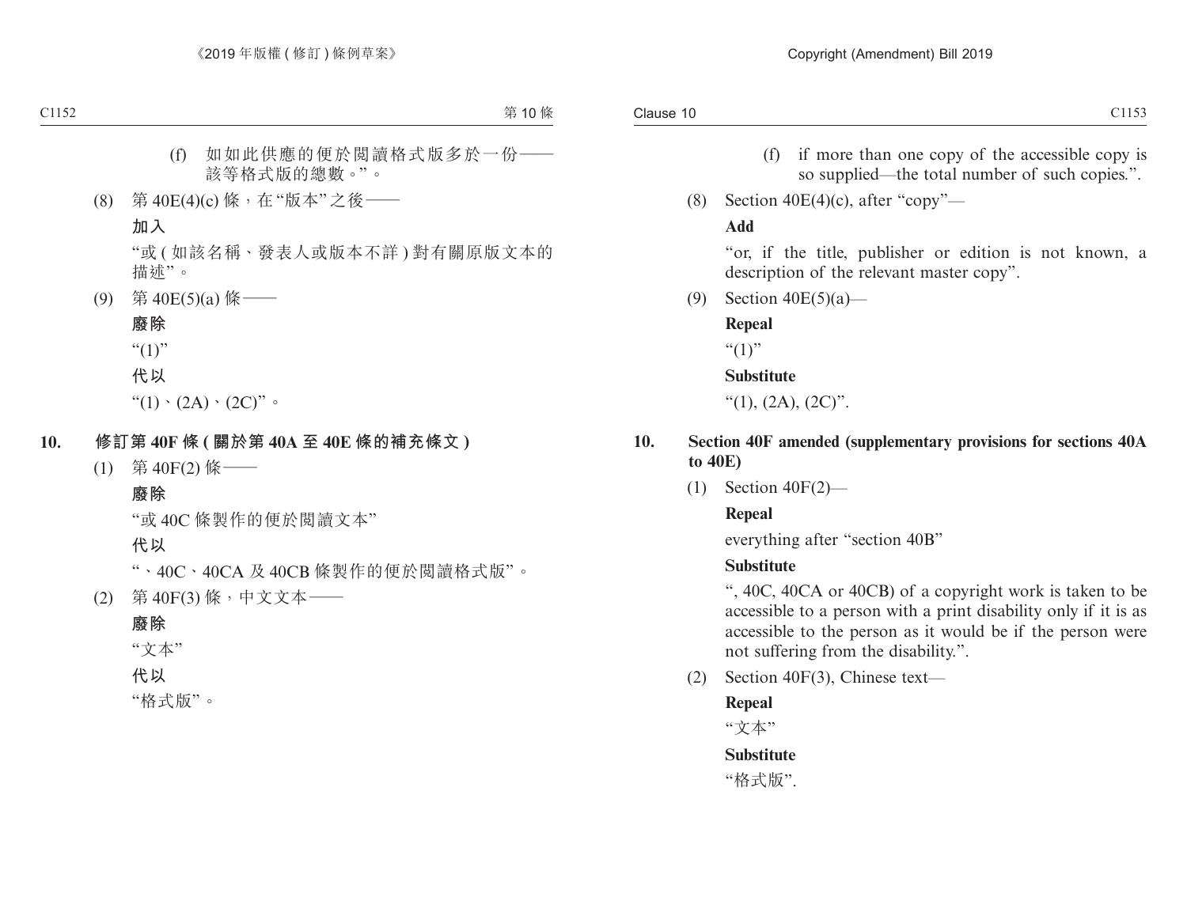(f) 如如此供應的便於閱讀格式版多於一份——該等格式版的總數。”。

(8) 第 40E(4)(c) 條，在“版本”之後——

**加入**

“或 ( 如該名稱、發表人或版本不詳 ) 對有關原版文本的描述”。

(9) 第 40E(5)(a) 條——

**廢除**

“(1)”

**代以**

“(1)、(2A)、(2C)”。

## 10. 修訂第 40F 條 ( 關於第 40A 至 40E 條的補充條文 )

(1) 第 40F(2) 條——

**廢除**

“或 40C 條製作的便於閱讀文本”

**代以**

“、40C、40CA 及 40CB 條製作的便於閱讀格式版”。

(2) 第 40F(3) 條，中文文本——

**廢除**

“文本”

**代以**

“格式版”。

(f) if more than one copy of the accessible copy is so supplied—the total number of such copies.”.

(8) Section 40E(4)(c), after “copy”—

**Add**

“or, if the title, publisher or edition is not known, a description of the relevant master copy”.

(9) Section 40E(5)(a)—

**Repeal**

“(1)”

**Substitute**

“(1), (2A), (2C)”.

## 10. Section 40F amended (supplementary provisions for sections 40A to 40E)

(1) Section 40F(2)—

**Repeal**

everything after “section 40B”

**Substitute**

“, 40C, 40CA or 40CB) of a copyright work is taken to be accessible to a person with a print disability only if it is as accessible to the person as it would be if the person were not suffering from the disability.”.

(2) Section 40F(3), Chinese text—

**Repeal**

“文本”

**Substitute**

“格式版”.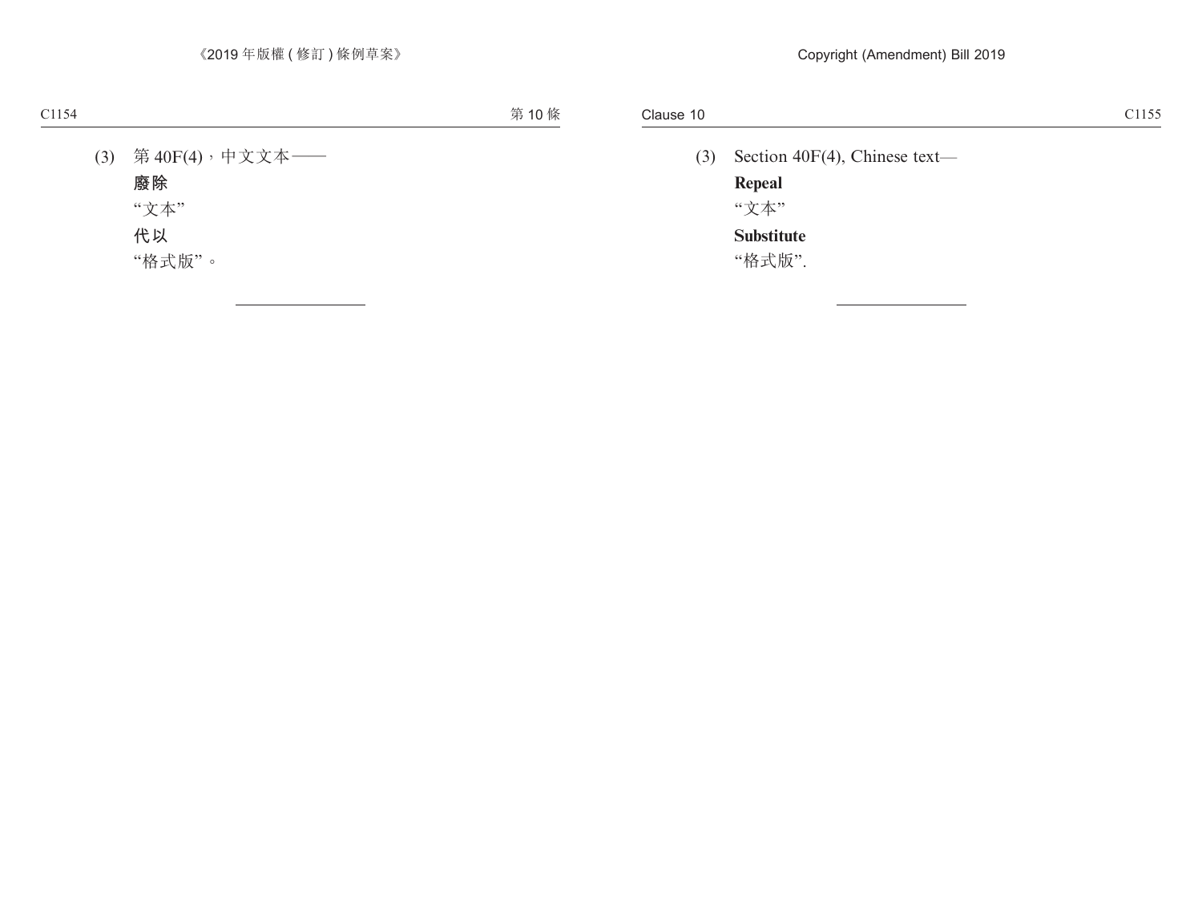(3) 第 40F(4)，中文文本——

**廢除**

“文本”

**代以**

“格式版”。

(3) Section 40F(4), Chinese text—

**Repeal**

“文本”

**Substitute**

“格式版”.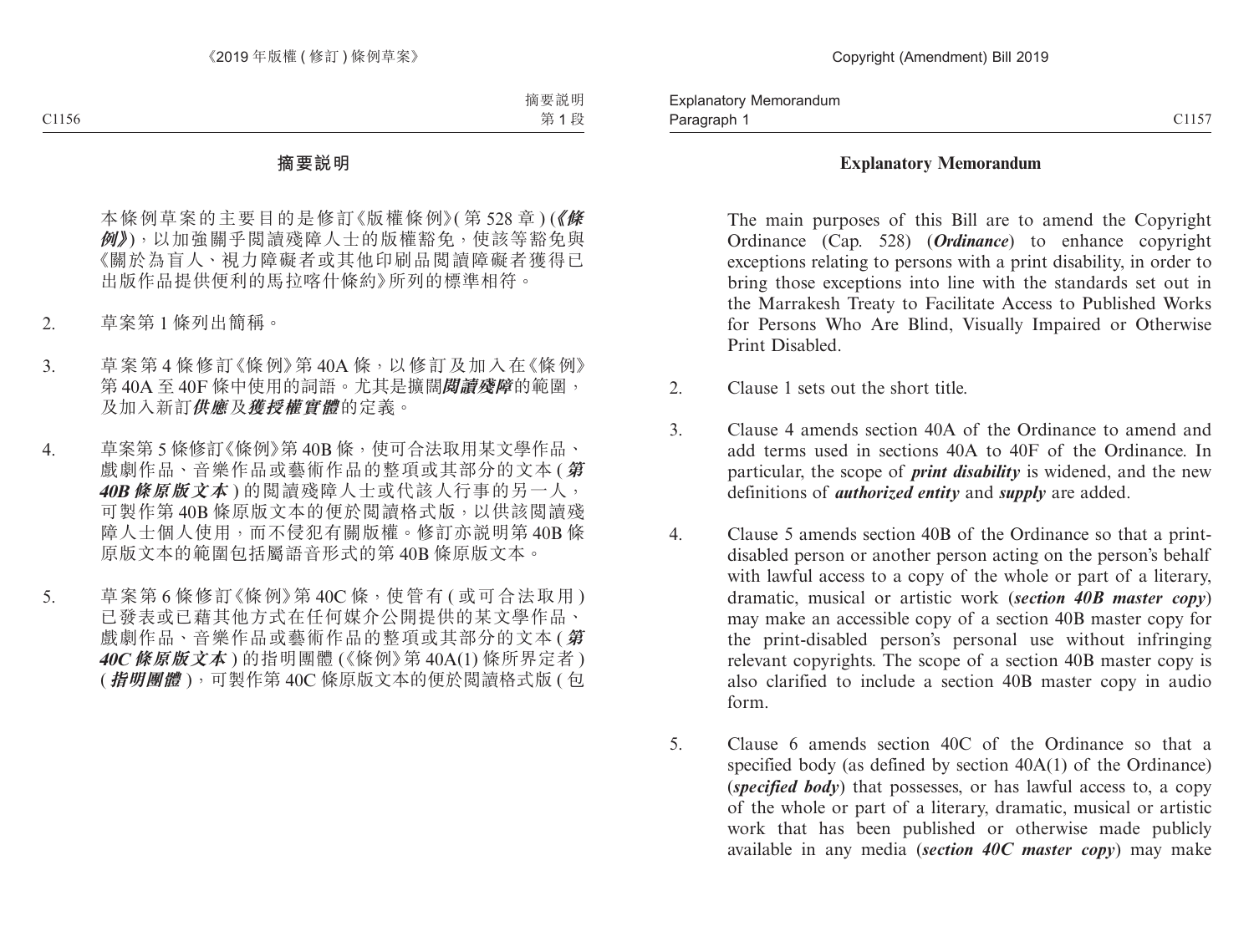## 摘要說明

本條例草案的主要目的是修訂《版權條例》(第 528 章) (***《條例》***)，以加強關乎閱讀殘障人士的版權豁免，使該等豁免與《關於為盲人、視力障礙者或其他印刷品閱讀障礙者獲得已出版作品提供便利的馬拉喀什條約》所列的標準相符。

2. 草案第 1 條列出簡稱。

3. 草案第 4 條修訂《條例》第 40A 條，以修訂及加入在《條例》第 40A 至 40F 條中使用的詞語。尤其是擴闊***閱讀殘障***的範圍，及加入新訂***供應***及***獲授權實體***的定義。

4. 草案第 5 條修訂《條例》第 40B 條，使可合法取用某文學作品、戲劇作品、音樂作品或藝術作品的整項或其部分的文本 (***第 40B 條原版文本***) 的閱讀殘障人士或代該人行事的另一人，可製作第 40B 條原版文本的便於閱讀格式版，以供該閱讀殘障人士個人使用，而不侵犯有關版權。修訂亦說明第 40B 條原版文本的範圍包括屬語音形式的第 40B 條原版文本。

5. 草案第 6 條修訂《條例》第 40C 條，使管有 (或可合法取用) 已發表或已藉其他方式在任何媒介公開提供的某文學作品、戲劇作品、音樂作品或藝術作品的整項或其部分的文本 (***第 40C 條原版文本***) 的指明團體 (《條例》第 40A(1) 條所界定者) (***指明團體***)，可製作第 40C 條原版文本的便於閱讀格式版 (包

## Explanatory Memorandum

The main purposes of this Bill are to amend the Copyright Ordinance (Cap. 528) (***Ordinance***) to enhance copyright exceptions relating to persons with a print disability, in order to bring those exceptions into line with the standards set out in the Marrakesh Treaty to Facilitate Access to Published Works for Persons Who Are Blind, Visually Impaired or Otherwise Print Disabled.

2. Clause 1 sets out the short title.

3. Clause 4 amends section 40A of the Ordinance to amend and add terms used in sections 40A to 40F of the Ordinance. In particular, the scope of ***print disability*** is widened, and the new definitions of ***authorized entity*** and ***supply*** are added.

4. Clause 5 amends section 40B of the Ordinance so that a print-disabled person or another person acting on the person's behalf with lawful access to a copy of the whole or part of a literary, dramatic, musical or artistic work (***section 40B master copy***) may make an accessible copy of a section 40B master copy for the print-disabled person's personal use without infringing relevant copyrights. The scope of a section 40B master copy is also clarified to include a section 40B master copy in audio form.

5. Clause 6 amends section 40C of the Ordinance so that a specified body (as defined by section 40A(1) of the Ordinance) (***specified body***) that possesses, or has lawful access to, a copy of the whole or part of a literary, dramatic, musical or artistic work that has been published or otherwise made publicly available in any media (***section 40C master copy***) may make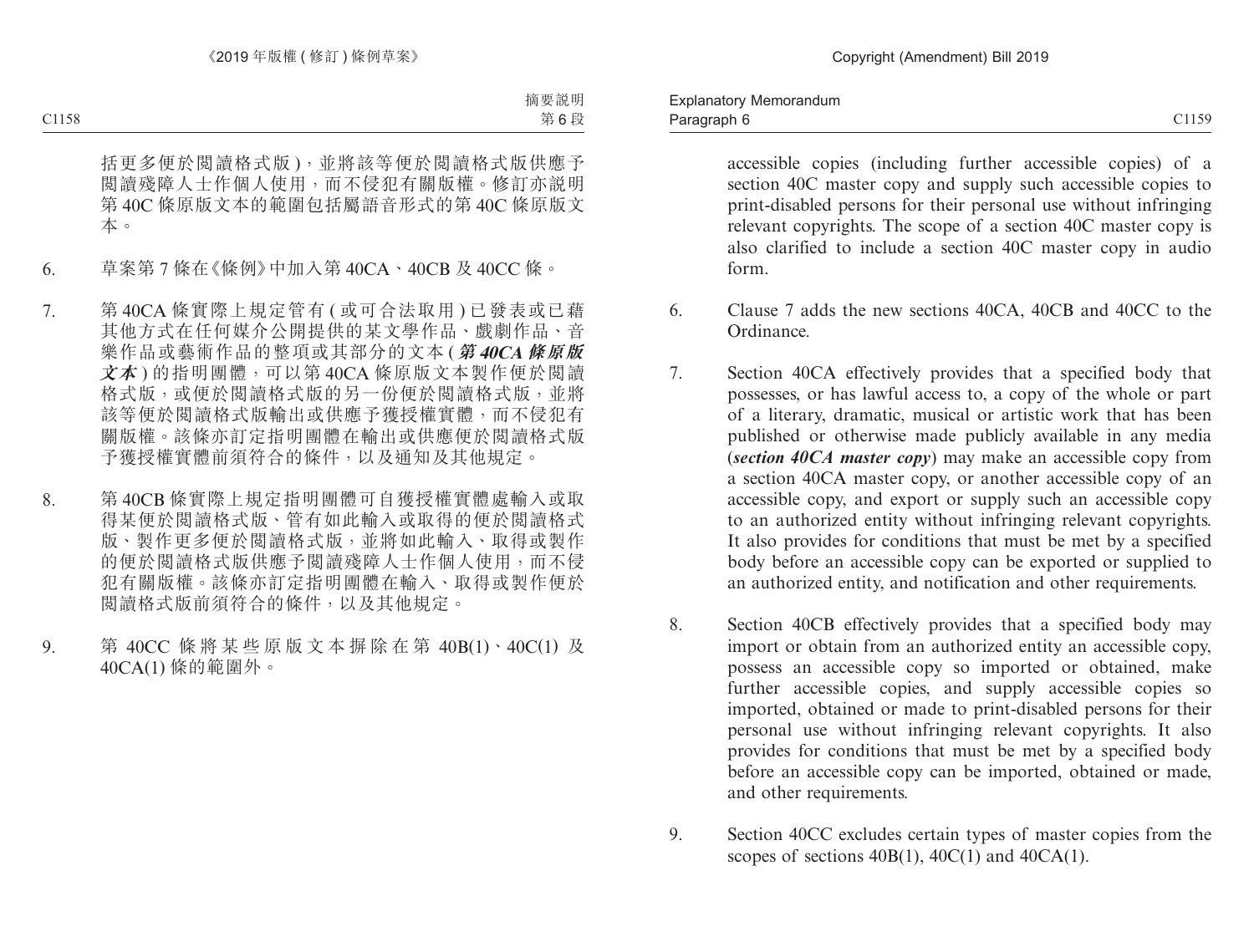括更多便於閱讀格式版)，並將該等便於閱讀格式版供應予閱讀殘障人士作個人使用，而不侵犯有關版權。修訂亦說明第 40C 條原版文本的範圍包括屬語音形式的第 40C 條原版文本。

6. 草案第 7 條在《條例》中加入第 40CA、40CB 及 40CC 條。

7. 第 40CA 條實際上規定管有 (或可合法取用) 已發表或已藉其他方式在任何媒介公開提供的某文學作品、戲劇作品、音樂作品或藝術作品的整項或其部分的文本 (***第 40CA 條原版文本***) 的指明團體，可以第 40CA 條原版文本製作便於閱讀格式版，或便於閱讀格式版的另一份便於閱讀格式版，並將該等便於閱讀格式版輸出或供應予獲授權實體，而不侵犯有關版權。該條亦訂定指明團體在輸出或供應便於閱讀格式版予獲授權實體前須符合的條件，以及通知及其他規定。

8. 第 40CB 條實際上規定指明團體可自獲授權實體處輸入或取得某便於閱讀格式版、管有如此輸入或取得的便於閱讀格式版、製作更多便於閱讀格式版，並將如此輸入、取得或製作的便於閱讀格式版供應予閱讀殘障人士作個人使用，而不侵犯有關版權。該條亦訂定指明團體在輸入、取得或製作便於閱讀格式版前須符合的條件，以及其他規定。

9. 第 40CC 條將某些原版文本摒除在第 40B(1)、40C(1) 及 40CA(1) 條的範圍外。

accessible copies (including further accessible copies) of a section 40C master copy and supply such accessible copies to print-disabled persons for their personal use without infringing relevant copyrights. The scope of a section 40C master copy is also clarified to include a section 40C master copy in audio form.

6. Clause 7 adds the new sections 40CA, 40CB and 40CC to the Ordinance.

7. Section 40CA effectively provides that a specified body that possesses, or has lawful access to, a copy of the whole or part of a literary, dramatic, musical or artistic work that has been published or otherwise made publicly available in any media (***section 40CA master copy***) may make an accessible copy from a section 40CA master copy, or another accessible copy of an accessible copy, and export or supply such an accessible copy to an authorized entity without infringing relevant copyrights. It also provides for conditions that must be met by a specified body before an accessible copy can be exported or supplied to an authorized entity, and notification and other requirements.

8. Section 40CB effectively provides that a specified body may import or obtain from an authorized entity an accessible copy, possess an accessible copy so imported or obtained, make further accessible copies, and supply accessible copies so imported, obtained or made to print-disabled persons for their personal use without infringing relevant copyrights. It also provides for conditions that must be met by a specified body before an accessible copy can be imported, obtained or made, and other requirements.

9. Section 40CC excludes certain types of master copies from the scopes of sections 40B(1), 40C(1) and 40CA(1).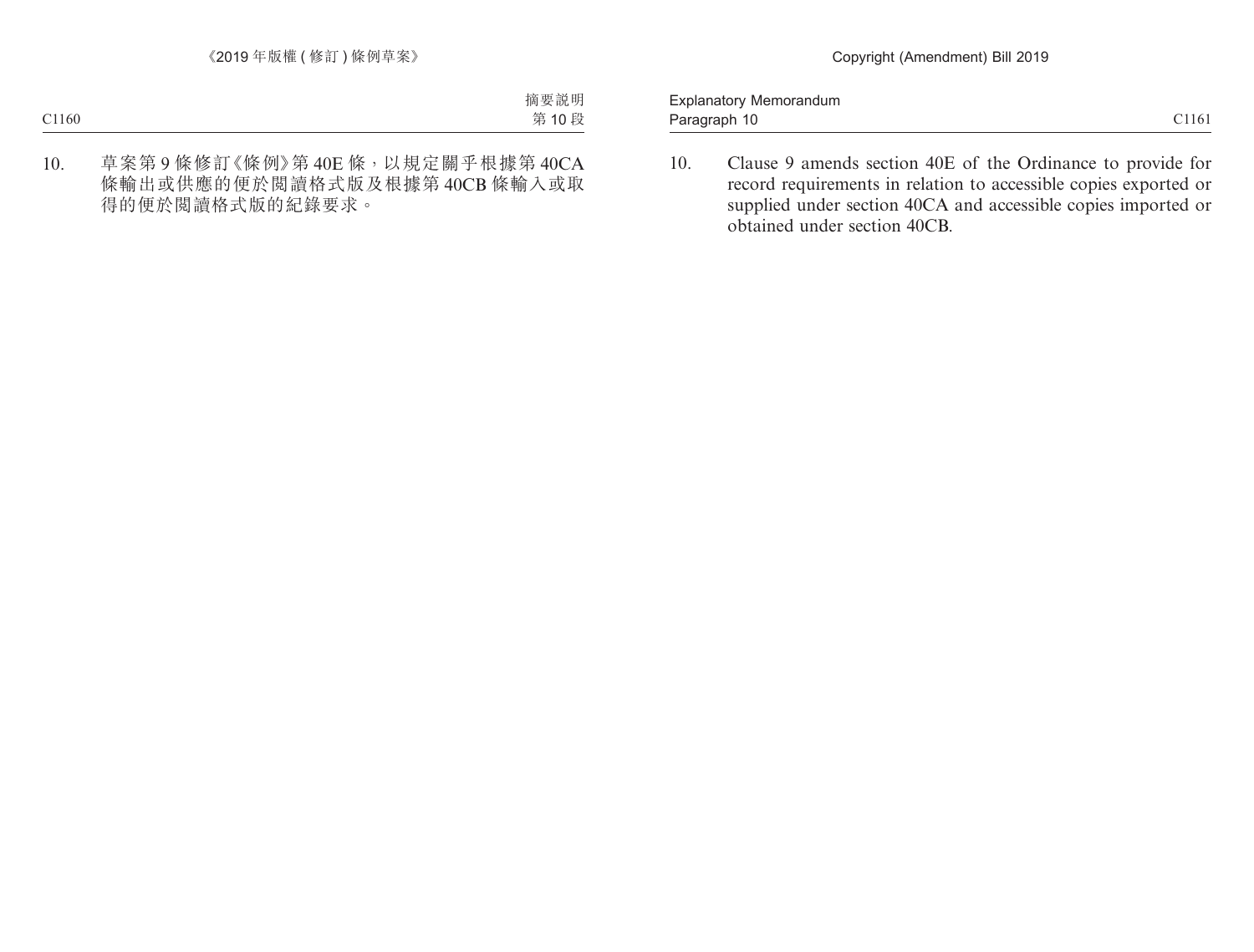10. 草案第 9 條修訂《條例》第 40E 條，以規定關乎根據第 40CA 條輸出或供應的便於閱讀格式版及根據第 40CB 條輸入或取得的便於閱讀格式版的紀錄要求。

10. Clause 9 amends section 40E of the Ordinance to provide for record requirements in relation to accessible copies exported or supplied under section 40CA and accessible copies imported or obtained under section 40CB.